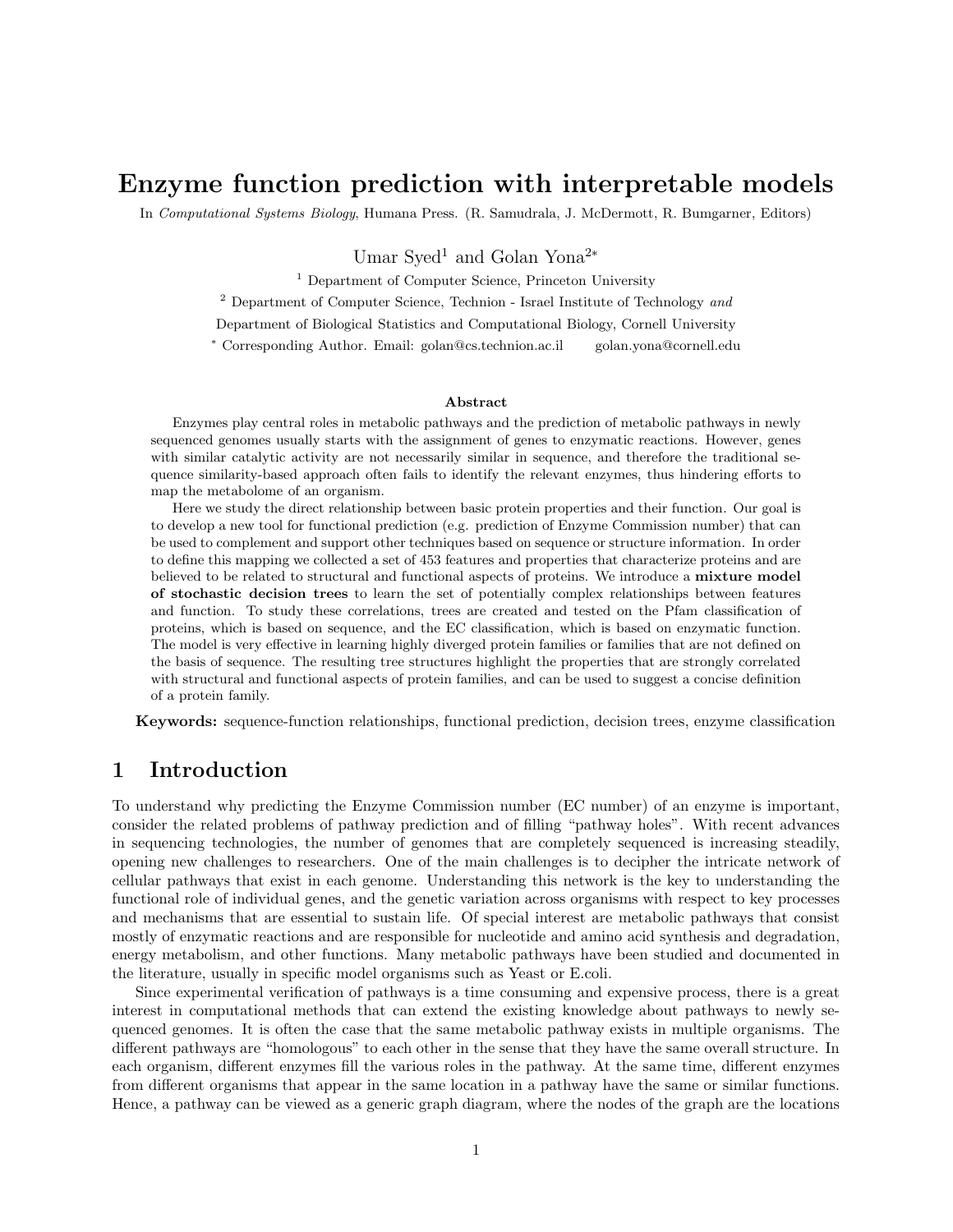# Enzyme function prediction with interpretable models

In *Computational Systems Biology*, Humana Press. (R. Samudrala, J. McDermott, R. Bumgarner, Editors)

Umar Syed[1] and Golan Yona[2*]

[1] Department of Computer Science, Princeton University

[2] Department of Computer Science, Technion - Israel Institute of Technology *and*
Department of Biological Statistics and Computational Biology, Cornell University

[*] Corresponding Author. Email: golan@cs.technion.ac.il golan.yona@cornell.edu

### Abstract

Enzymes play central roles in metabolic pathways and the prediction of metabolic pathways in newly sequenced genomes usually starts with the assignment of genes to enzymatic reactions. However, genes with similar catalytic activity are not necessarily similar in sequence, and therefore the traditional sequence similarity-based approach often fails to identify the relevant enzymes, thus hindering efforts to map the metabolome of an organism.

Here we study the direct relationship between basic protein properties and their function. Our goal is to develop a new tool for functional prediction (e.g. prediction of Enzyme Commission number) that can be used to complement and support other techniques based on sequence or structure information. In order to define this mapping we collected a set of 453 features and properties that characterize proteins and are believed to be related to structural and functional aspects of proteins. We introduce a **mixture model of stochastic decision trees** to learn the set of potentially complex relationships between features and function. To study these correlations, trees are created and tested on the Pfam classification of proteins, which is based on sequence, and the EC classification, which is based on enzymatic function. The model is very effective in learning highly diverged protein families or families that are not defined on the basis of sequence. The resulting tree structures highlight the properties that are strongly correlated with structural and functional aspects of protein families, and can be used to suggest a concise definition of a protein family.

**Keywords:** sequence-function relationships, functional prediction, decision trees, enzyme classification

## 1 Introduction

To understand why predicting the Enzyme Commission number (EC number) of an enzyme is important, consider the related problems of pathway prediction and of filling "pathway holes". With recent advances in sequencing technologies, the number of genomes that are completely sequenced is increasing steadily, opening new challenges to researchers. One of the main challenges is to decipher the intricate network of cellular pathways that exist in each genome. Understanding this network is the key to understanding the functional role of individual genes, and the genetic variation across organisms with respect to key processes and mechanisms that are essential to sustain life. Of special interest are metabolic pathways that consist mostly of enzymatic reactions and are responsible for nucleotide and amino acid synthesis and degradation, energy metabolism, and other functions. Many metabolic pathways have been studied and documented in the literature, usually in specific model organisms such as Yeast or E.coli.

Since experimental verification of pathways is a time consuming and expensive process, there is a great interest in computational methods that can extend the existing knowledge about pathways to newly sequenced genomes. It is often the case that the same metabolic pathway exists in multiple organisms. The different pathways are "homologous" to each other in the sense that they have the same overall structure. In each organism, different enzymes fill the various roles in the pathway. At the same time, different enzymes from different organisms that appear in the same location in a pathway have the same or similar functions. Hence, a pathway can be viewed as a generic graph diagram, where the nodes of the graph are the locations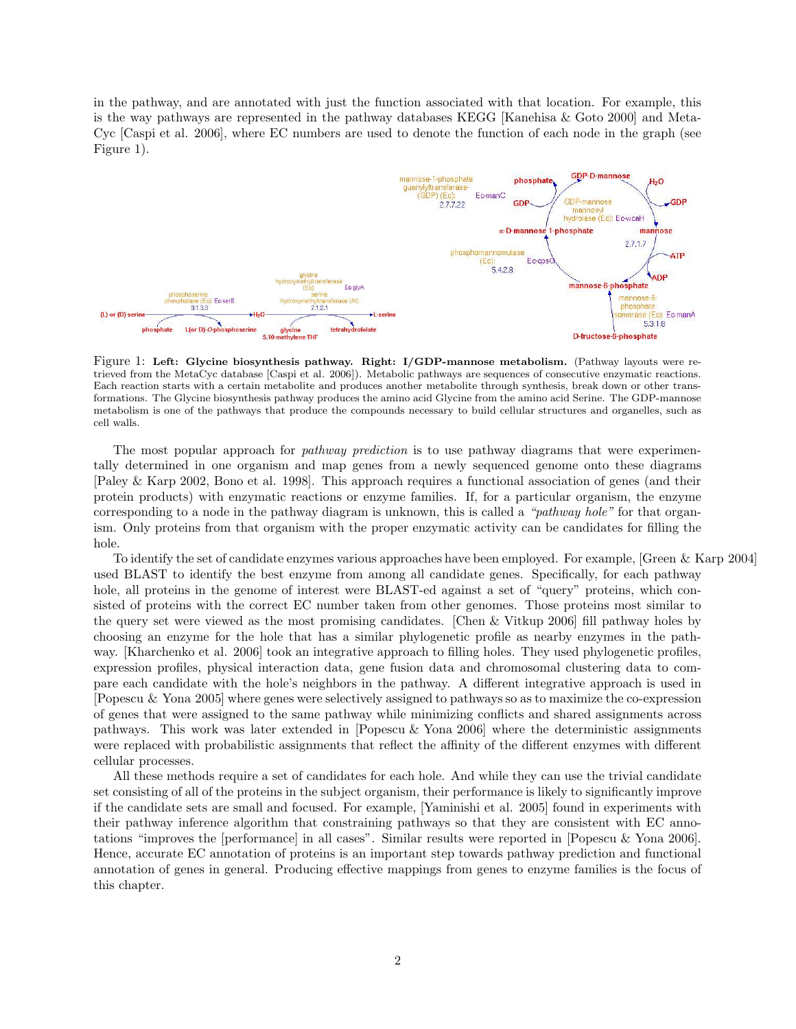in the pathway, and are annotated with just the function associated with that location. For example, this is the way pathways are represented in the pathway databases KEGG [Kanehisa & Goto 2000] and MetaCyc [Caspi et al. 2006], where EC numbers are used to denote the function of each node in the graph (see Figure 1).

Figure 1: **Left: Glycine biosynthesis pathway. Right: I/GDP-mannose metabolism.** (Pathway layouts were retrieved from the MetaCyc database [Caspi et al. 2006]). Metabolic pathways are sequences of consecutive enzymatic reactions. Each reaction starts with a certain metabolite and produces another metabolite through synthesis, break down or other transformations. The Glycine biosynthesis pathway produces the amino acid Glycine from the amino acid Serine. The GDP-mannose metabolism is one of the pathways that produce the compounds necessary to build cellular structures and organelles, such as cell walls.

The most popular approach for *pathway prediction* is to use pathway diagrams that were experimentally determined in one organism and map genes from a newly sequenced genome onto these diagrams [Paley & Karp 2002, Bono et al. 1998]. This approach requires a functional association of genes (and their protein products) with enzymatic reactions or enzyme families. If, for a particular organism, the enzyme corresponding to a node in the pathway diagram is unknown, this is called a *"pathway hole"* for that organism. Only proteins from that organism with the proper enzymatic activity can be candidates for filling the hole.

To identify the set of candidate enzymes various approaches have been employed. For example, [Green & Karp 2004] used BLAST to identify the best enzyme from among all candidate genes. Specifically, for each pathway hole, all proteins in the genome of interest were BLAST-ed against a set of "query" proteins, which consisted of proteins with the correct EC number taken from other genomes. Those proteins most similar to the query set were viewed as the most promising candidates. [Chen & Vitkup 2006] fill pathway holes by choosing an enzyme for the hole that has a similar phylogenetic profile as nearby enzymes in the pathway. [Kharchenko et al. 2006] took an integrative approach to filling holes. They used phylogenetic profiles, expression profiles, physical interaction data, gene fusion data and chromosomal clustering data to compare each candidate with the hole's neighbors in the pathway. A different integrative approach is used in [Popescu & Yona 2005] where genes were selectively assigned to pathways so as to maximize the co-expression of genes that were assigned to the same pathway while minimizing conflicts and shared assignments across pathways. This work was later extended in [Popescu & Yona 2006] where the deterministic assignments were replaced with probabilistic assignments that reflect the affinity of the different enzymes with different cellular processes.

All these methods require a set of candidates for each hole. And while they can use the trivial candidate set consisting of all of the proteins in the subject organism, their performance is likely to significantly improve if the candidate sets are small and focused. For example, [Yaminishi et al. 2005] found in experiments with their pathway inference algorithm that constraining pathways so that they are consistent with EC annotations "improves the [performance] in all cases". Similar results were reported in [Popescu & Yona 2006]. Hence, accurate EC annotation of proteins is an important step towards pathway prediction and functional annotation of genes in general. Producing effective mappings from genes to enzyme families is the focus of this chapter.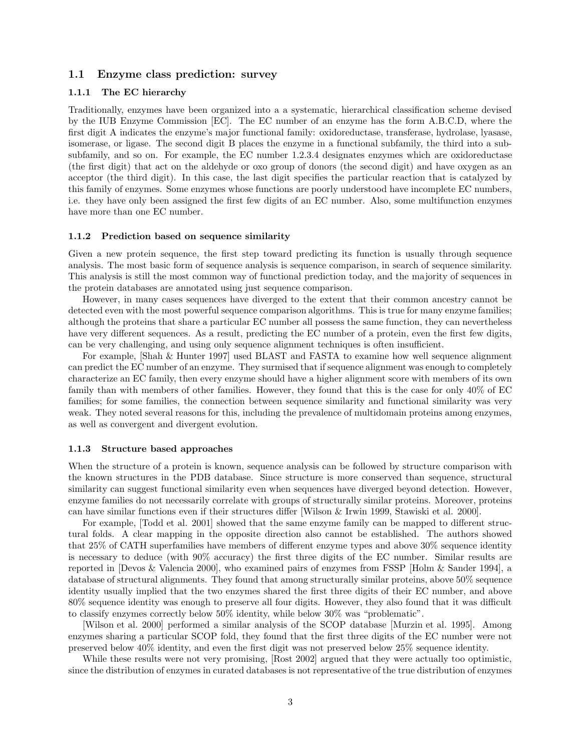## 1.1 Enzyme class prediction: survey

### 1.1.1 The EC hierarchy

Traditionally, enzymes have been organized into a a systematic, hierarchical classification scheme devised by the IUB Enzyme Commission [EC]. The EC number of an enzyme has the form A.B.C.D, where the first digit A indicates the enzyme's major functional family: oxidoreductase, transferase, hydrolase, lyasase, isomerase, or ligase. The second digit B places the enzyme in a functional subfamily, the third into a sub-subfamily, and so on. For example, the EC number 1.2.3.4 designates enzymes which are oxidoreductase (the first digit) that act on the aldehyde or oxo group of donors (the second digit) and have oxygen as an acceptor (the third digit). In this case, the last digit specifies the particular reaction that is catalyzed by this family of enzymes. Some enzymes whose functions are poorly understood have incomplete EC numbers, i.e. they have only been assigned the first few digits of an EC number. Also, some multifunction enzymes have more than one EC number.

### 1.1.2 Prediction based on sequence similarity

Given a new protein sequence, the first step toward predicting its function is usually through sequence analysis. The most basic form of sequence analysis is sequence comparison, in search of sequence similarity. This analysis is still the most common way of functional prediction today, and the majority of sequences in the protein databases are annotated using just sequence comparison.

However, in many cases sequences have diverged to the extent that their common ancestry cannot be detected even with the most powerful sequence comparison algorithms. This is true for many enzyme families; although the proteins that share a particular EC number all possess the same function, they can nevertheless have very different sequences. As a result, predicting the EC number of a protein, even the first few digits, can be very challenging, and using only sequence alignment techniques is often insufficient.

For example, [Shah & Hunter 1997] used BLAST and FASTA to examine how well sequence alignment can predict the EC number of an enzyme. They surmised that if sequence alignment was enough to completely characterize an EC family, then every enzyme should have a higher alignment score with members of its own family than with members of other families. However, they found that this is the case for only 40% of EC families; for some families, the connection between sequence similarity and functional similarity was very weak. They noted several reasons for this, including the prevalence of multidomain proteins among enzymes, as well as convergent and divergent evolution.

### 1.1.3 Structure based approaches

When the structure of a protein is known, sequence analysis can be followed by structure comparison with the known structures in the PDB database. Since structure is more conserved than sequence, structural similarity can suggest functional similarity even when sequences have diverged beyond detection. However, enzyme families do not necessarily correlate with groups of structurally similar proteins. Moreover, proteins can have similar functions even if their structures differ [Wilson & Irwin 1999, Stawiski et al. 2000].

For example, [Todd et al. 2001] showed that the same enzyme family can be mapped to different structural folds. A clear mapping in the opposite direction also cannot be established. The authors showed that 25% of CATH superfamilies have members of different enzyme types and above 30% sequence identity is necessary to deduce (with 90% accuracy) the first three digits of the EC number. Similar results are reported in [Devos & Valencia 2000], who examined pairs of enzymes from FSSP [Holm & Sander 1994], a database of structural alignments. They found that among structurally similar proteins, above 50% sequence identity usually implied that the two enzymes shared the first three digits of their EC number, and above 80% sequence identity was enough to preserve all four digits. However, they also found that it was difficult to classify enzymes correctly below 50% identity, while below 30% was "problematic".

[Wilson et al. 2000] performed a similar analysis of the SCOP database [Murzin et al. 1995]. Among enzymes sharing a particular SCOP fold, they found that the first three digits of the EC number were not preserved below 40% identity, and even the first digit was not preserved below 25% sequence identity.

While these results were not very promising, [Rost 2002] argued that they were actually too optimistic, since the distribution of enzymes in curated databases is not representative of the true distribution of enzymes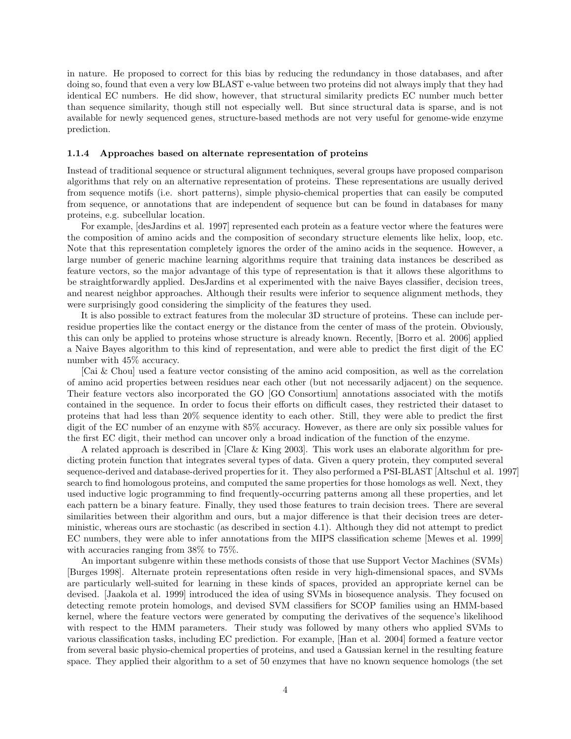in nature. He proposed to correct for this bias by reducing the redundancy in those databases, and after doing so, found that even a very low BLAST e-value between two proteins did not always imply that they had identical EC numbers. He did show, however, that structural similarity predicts EC number much better than sequence similarity, though still not especially well. But since structural data is sparse, and is not available for newly sequenced genes, structure-based methods are not very useful for genome-wide enzyme prediction.

### 1.1.4 Approaches based on alternate representation of proteins

Instead of traditional sequence or structural alignment techniques, several groups have proposed comparison algorithms that rely on an alternative representation of proteins. These representations are usually derived from sequence motifs (i.e. short patterns), simple physio-chemical properties that can easily be computed from sequence, or annotations that are independent of sequence but can be found in databases for many proteins, e.g. subcellular location.

For example, [desJardins et al. 1997] represented each protein as a feature vector where the features were the composition of amino acids and the composition of secondary structure elements like helix, loop, etc. Note that this representation completely ignores the order of the amino acids in the sequence. However, a large number of generic machine learning algorithms require that training data instances be described as feature vectors, so the major advantage of this type of representation is that it allows these algorithms to be straightforwardly applied. DesJardins et al experimented with the naive Bayes classifier, decision trees, and nearest neighbor approaches. Although their results were inferior to sequence alignment methods, they were surprisingly good considering the simplicity of the features they used.

It is also possible to extract features from the molecular 3D structure of proteins. These can include per-residue properties like the contact energy or the distance from the center of mass of the protein. Obviously, this can only be applied to proteins whose structure is already known. Recently, [Borro et al. 2006] applied a Naive Bayes algorithm to this kind of representation, and were able to predict the first digit of the EC number with 45% accuracy.

[Cai & Chou] used a feature vector consisting of the amino acid composition, as well as the correlation of amino acid properties between residues near each other (but not necessarily adjacent) on the sequence. Their feature vectors also incorporated the GO [GO Consortium] annotations associated with the motifs contained in the sequence. In order to focus their efforts on difficult cases, they restricted their dataset to proteins that had less than 20% sequence identity to each other. Still, they were able to predict the first digit of the EC number of an enzyme with 85% accuracy. However, as there are only six possible values for the first EC digit, their method can uncover only a broad indication of the function of the enzyme.

A related approach is described in [Clare & King 2003]. This work uses an elaborate algorithm for predicting protein function that integrates several types of data. Given a query protein, they computed several sequence-derived and database-derived properties for it. They also performed a PSI-BLAST [Altschul et al. 1997] search to find homologous proteins, and computed the same properties for those homologs as well. Next, they used inductive logic programming to find frequently-occurring patterns among all these properties, and let each pattern be a binary feature. Finally, they used those features to train decision trees. There are several similarities between their algorithm and ours, but a major difference is that their decision trees are deterministic, whereas ours are stochastic (as described in section 4.1). Although they did not attempt to predict EC numbers, they were able to infer annotations from the MIPS classification scheme [Mewes et al. 1999] with accuracies ranging from 38% to 75%.

An important subgenre within these methods consists of those that use Support Vector Machines (SVMs) [Burges 1998]. Alternate protein representations often reside in very high-dimensional spaces, and SVMs are particularly well-suited for learning in these kinds of spaces, provided an appropriate kernel can be devised. [Jaakola et al. 1999] introduced the idea of using SVMs in biosequence analysis. They focused on detecting remote protein homologs, and devised SVM classifiers for SCOP families using an HMM-based kernel, where the feature vectors were generated by computing the derivatives of the sequence's likelihood with respect to the HMM parameters. Their study was followed by many others who applied SVMs to various classification tasks, including EC prediction. For example, [Han et al. 2004] formed a feature vector from several basic physio-chemical properties of proteins, and used a Gaussian kernel in the resulting feature space. They applied their algorithm to a set of 50 enzymes that have no known sequence homologs (the set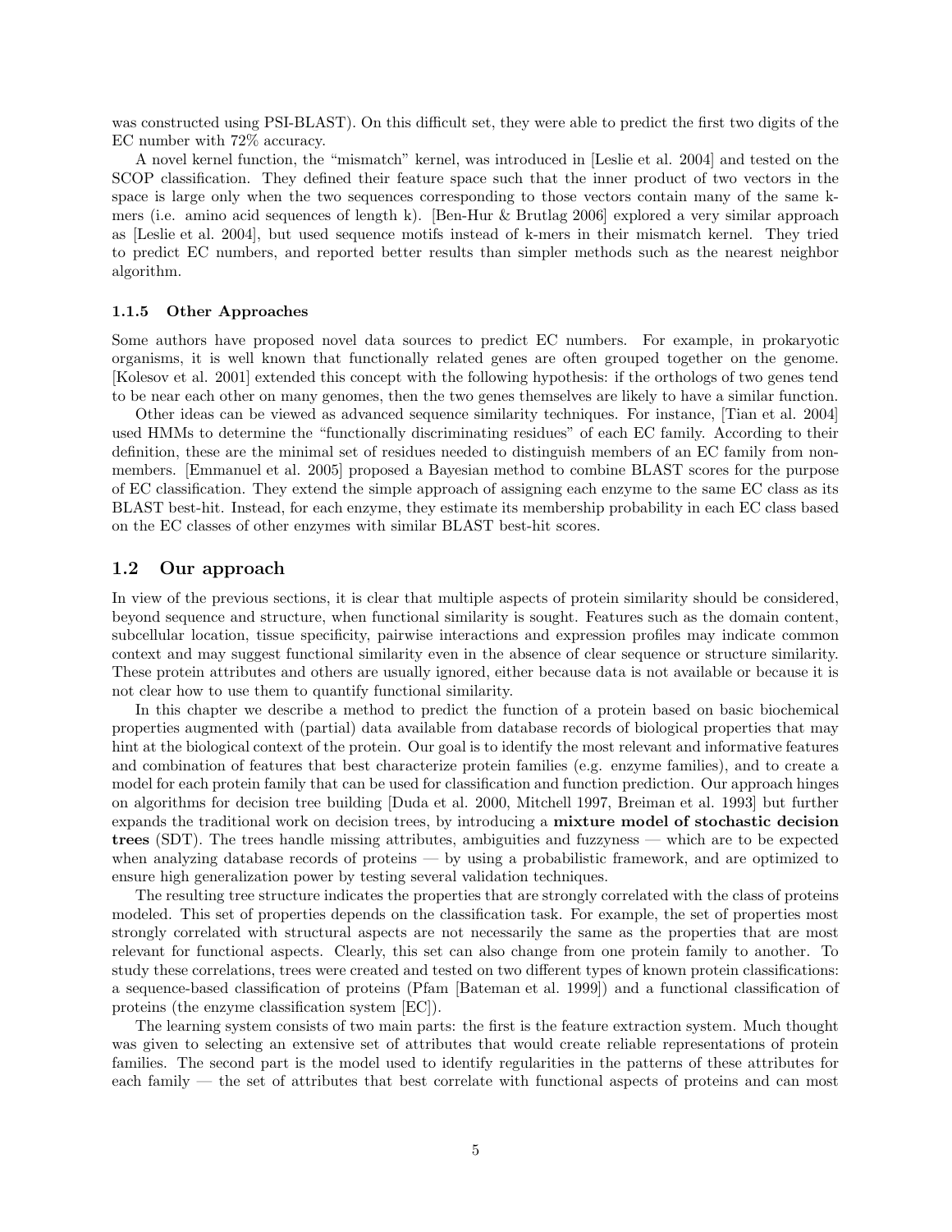was constructed using PSI-BLAST). On this difficult set, they were able to predict the first two digits of the EC number with 72% accuracy.

A novel kernel function, the "mismatch" kernel, was introduced in [Leslie et al. 2004] and tested on the SCOP classification. They defined their feature space such that the inner product of two vectors in the space is large only when the two sequences corresponding to those vectors contain many of the same k-mers (i.e. amino acid sequences of length k). [Ben-Hur & Brutlag 2006] explored a very similar approach as [Leslie et al. 2004], but used sequence motifs instead of k-mers in their mismatch kernel. They tried to predict EC numbers, and reported better results than simpler methods such as the nearest neighbor algorithm.

#### 1.1.5 Other Approaches

Some authors have proposed novel data sources to predict EC numbers. For example, in prokaryotic organisms, it is well known that functionally related genes are often grouped together on the genome. [Kolesov et al. 2001] extended this concept with the following hypothesis: if the orthologs of two genes tend to be near each other on many genomes, then the two genes themselves are likely to have a similar function.

Other ideas can be viewed as advanced sequence similarity techniques. For instance, [Tian et al. 2004] used HMMs to determine the "functionally discriminating residues" of each EC family. According to their definition, these are the minimal set of residues needed to distinguish members of an EC family from non-members. [Emmanuel et al. 2005] proposed a Bayesian method to combine BLAST scores for the purpose of EC classification. They extend the simple approach of assigning each enzyme to the same EC class as its BLAST best-hit. Instead, for each enzyme, they estimate its membership probability in each EC class based on the EC classes of other enzymes with similar BLAST best-hit scores.

### 1.2 Our approach

In view of the previous sections, it is clear that multiple aspects of protein similarity should be considered, beyond sequence and structure, when functional similarity is sought. Features such as the domain content, subcellular location, tissue specificity, pairwise interactions and expression profiles may indicate common context and may suggest functional similarity even in the absence of clear sequence or structure similarity. These protein attributes and others are usually ignored, either because data is not available or because it is not clear how to use them to quantify functional similarity.

In this chapter we describe a method to predict the function of a protein based on basic biochemical properties augmented with (partial) data available from database records of biological properties that may hint at the biological context of the protein. Our goal is to identify the most relevant and informative features and combination of features that best characterize protein families (e.g. enzyme families), and to create a model for each protein family that can be used for classification and function prediction. Our approach hinges on algorithms for decision tree building [Duda et al. 2000, Mitchell 1997, Breiman et al. 1993] but further expands the traditional work on decision trees, by introducing a **mixture model of stochastic decision trees** (SDT). The trees handle missing attributes, ambiguities and fuzzyness — which are to be expected when analyzing database records of proteins — by using a probabilistic framework, and are optimized to ensure high generalization power by testing several validation techniques.

The resulting tree structure indicates the properties that are strongly correlated with the class of proteins modeled. This set of properties depends on the classification task. For example, the set of properties most strongly correlated with structural aspects are not necessarily the same as the properties that are most relevant for functional aspects. Clearly, this set can also change from one protein family to another. To study these correlations, trees were created and tested on two different types of known protein classifications: a sequence-based classification of proteins (Pfam [Bateman et al. 1999]) and a functional classification of proteins (the enzyme classification system [EC]).

The learning system consists of two main parts: the first is the feature extraction system. Much thought was given to selecting an extensive set of attributes that would create reliable representations of protein families. The second part is the model used to identify regularities in the patterns of these attributes for each family — the set of attributes that best correlate with functional aspects of proteins and can most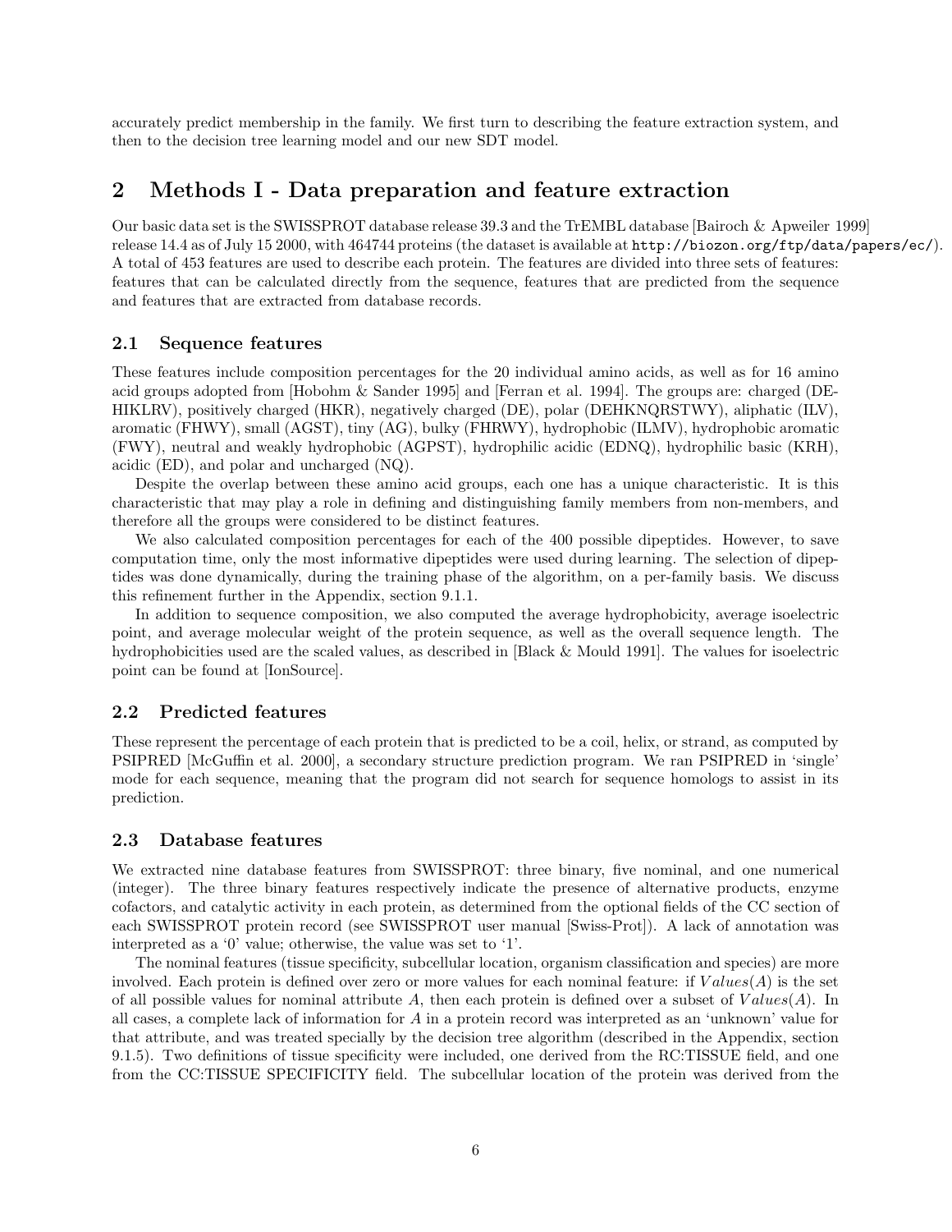accurately predict membership in the family. We first turn to describing the feature extraction system, and then to the decision tree learning model and our new SDT model.

## 2 Methods I - Data preparation and feature extraction

Our basic data set is the SWISSPROT database release 39.3 and the TrEMBL database [Bairoch & Apweiler 1999] release 14.4 as of July 15 2000, with 464744 proteins (the dataset is available at `http://biozon.org/ftp/data/papers/ec/`). A total of 453 features are used to describe each protein. The features are divided into three sets of features: features that can be calculated directly from the sequence, features that are predicted from the sequence and features that are extracted from database records.

### 2.1 Sequence features

These features include composition percentages for the 20 individual amino acids, as well as for 16 amino acid groups adopted from [Hobohm & Sander 1995] and [Ferran et al. 1994]. The groups are: charged (DEHIKLRV), positively charged (HKR), negatively charged (DE), polar (DEHKNQRSTWY), aliphatic (ILV), aromatic (FHWY), small (AGST), tiny (AG), bulky (FHRWY), hydrophobic (ILMV), hydrophobic aromatic (FWY), neutral and weakly hydrophobic (AGPST), hydrophilic acidic (EDNQ), hydrophilic basic (KRH), acidic (ED), and polar and uncharged (NQ).

Despite the overlap between these amino acid groups, each one has a unique characteristic. It is this characteristic that may play a role in defining and distinguishing family members from non-members, and therefore all the groups were considered to be distinct features.

We also calculated composition percentages for each of the 400 possible dipeptides. However, to save computation time, only the most informative dipeptides were used during learning. The selection of dipeptides was done dynamically, during the training phase of the algorithm, on a per-family basis. We discuss this refinement further in the Appendix, section 9.1.1.

In addition to sequence composition, we also computed the average hydrophobicity, average isoelectric point, and average molecular weight of the protein sequence, as well as the overall sequence length. The hydrophobicities used are the scaled values, as described in [Black & Mould 1991]. The values for isoelectric point can be found at [IonSource].

### 2.2 Predicted features

These represent the percentage of each protein that is predicted to be a coil, helix, or strand, as computed by PSIPRED [McGuffin et al. 2000], a secondary structure prediction program. We ran PSIPRED in 'single' mode for each sequence, meaning that the program did not search for sequence homologs to assist in its prediction.

### 2.3 Database features

We extracted nine database features from SWISSPROT: three binary, five nominal, and one numerical (integer). The three binary features respectively indicate the presence of alternative products, enzyme cofactors, and catalytic activity in each protein, as determined from the optional fields of the CC section of each SWISSPROT protein record (see SWISSPROT user manual [Swiss-Prot]). A lack of annotation was interpreted as a '0' value; otherwise, the value was set to '1'.

The nominal features (tissue specificity, subcellular location, organism classification and species) are more involved. Each protein is defined over zero or more values for each nominal feature: if $Values(A)$ is the set of all possible values for nominal attribute $A$, then each protein is defined over a subset of $Values(A)$. In all cases, a complete lack of information for $A$ in a protein record was interpreted as an 'unknown' value for that attribute, and was treated specially by the decision tree algorithm (described in the Appendix, section 9.1.5). Two definitions of tissue specificity were included, one derived from the RC:TISSUE field, and one from the CC:TISSUE SPECIFICITY field. The subcellular location of the protein was derived from the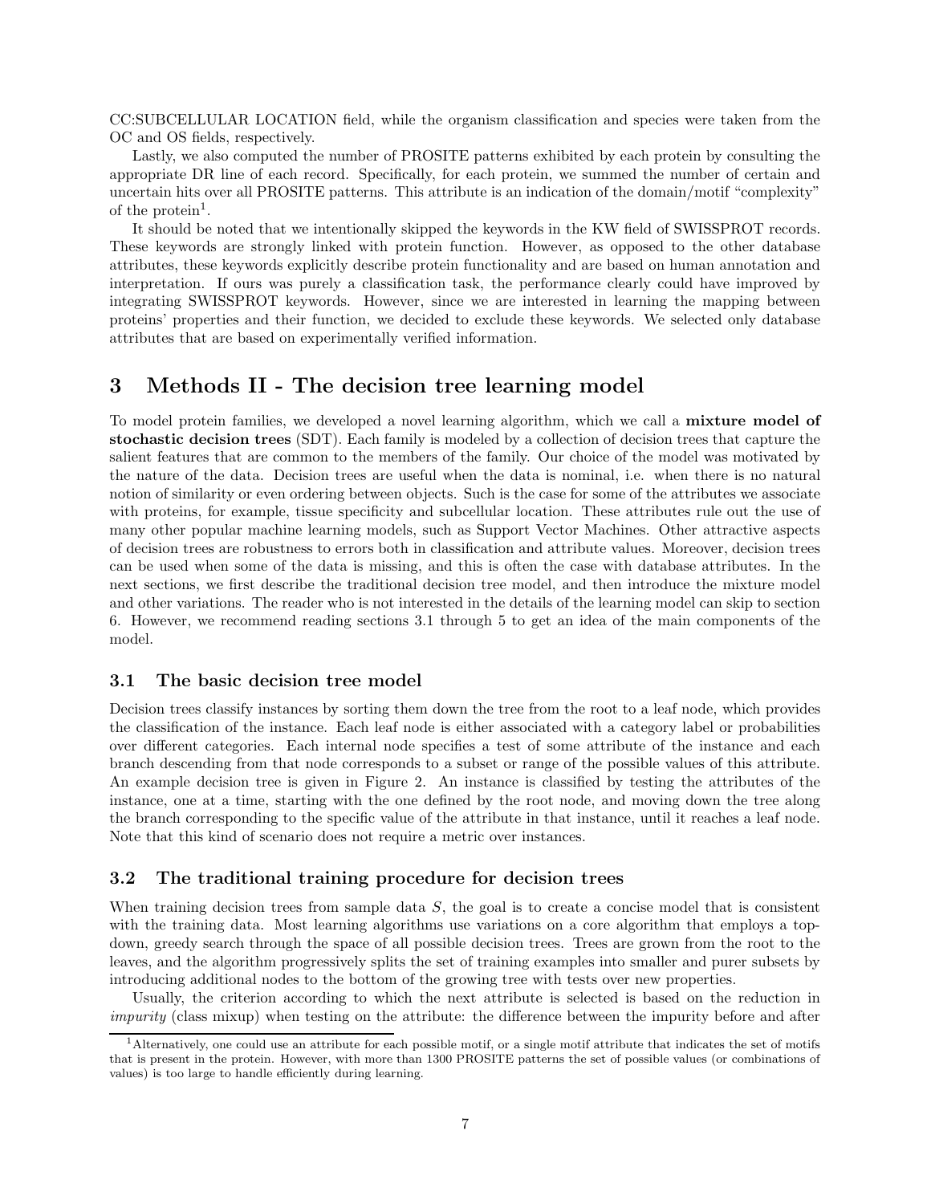CC:SUBCELLULAR LOCATION field, while the organism classification and species were taken from the OC and OS fields, respectively.

Lastly, we also computed the number of PROSITE patterns exhibited by each protein by consulting the appropriate DR line of each record. Specifically, for each protein, we summed the number of certain and uncertain hits over all PROSITE patterns. This attribute is an indication of the domain/motif "complexity" of the protein[1].

It should be noted that we intentionally skipped the keywords in the KW field of SWISSPROT records. These keywords are strongly linked with protein function. However, as opposed to the other database attributes, these keywords explicitly describe protein functionality and are based on human annotation and interpretation. If ours was purely a classification task, the performance clearly could have improved by integrating SWISSPROT keywords. However, since we are interested in learning the mapping between proteins' properties and their function, we decided to exclude these keywords. We selected only database attributes that are based on experimentally verified information.

# 3 Methods II - The decision tree learning model

To model protein families, we developed a novel learning algorithm, which we call a **mixture model of stochastic decision trees** (SDT). Each family is modeled by a collection of decision trees that capture the salient features that are common to the members of the family. Our choice of the model was motivated by the nature of the data. Decision trees are useful when the data is nominal, i.e. when there is no natural notion of similarity or even ordering between objects. Such is the case for some of the attributes we associate with proteins, for example, tissue specificity and subcellular location. These attributes rule out the use of many other popular machine learning models, such as Support Vector Machines. Other attractive aspects of decision trees are robustness to errors both in classification and attribute values. Moreover, decision trees can be used when some of the data is missing, and this is often the case with database attributes. In the next sections, we first describe the traditional decision tree model, and then introduce the mixture model and other variations. The reader who is not interested in the details of the learning model can skip to section 6. However, we recommend reading sections 3.1 through 5 to get an idea of the main components of the model.

## 3.1 The basic decision tree model

Decision trees classify instances by sorting them down the tree from the root to a leaf node, which provides the classification of the instance. Each leaf node is either associated with a category label or probabilities over different categories. Each internal node specifies a test of some attribute of the instance and each branch descending from that node corresponds to a subset or range of the possible values of this attribute. An example decision tree is given in Figure 2. An instance is classified by testing the attributes of the instance, one at a time, starting with the one defined by the root node, and moving down the tree along the branch corresponding to the specific value of the attribute in that instance, until it reaches a leaf node. Note that this kind of scenario does not require a metric over instances.

## 3.2 The traditional training procedure for decision trees

When training decision trees from sample data $S$, the goal is to create a concise model that is consistent with the training data. Most learning algorithms use variations on a core algorithm that employs a top-down, greedy search through the space of all possible decision trees. Trees are grown from the root to the leaves, and the algorithm progressively splits the set of training examples into smaller and purer subsets by introducing additional nodes to the bottom of the growing tree with tests over new properties.

Usually, the criterion according to which the next attribute is selected is based on the reduction in *impurity* (class mixup) when testing on the attribute: the difference between the impurity before and after

[1] Alternatively, one could use an attribute for each possible motif, or a single motif attribute that indicates the set of motifs that is present in the protein. However, with more than 1300 PROSITE patterns the set of possible values (or combinations of values) is too large to handle efficiently during learning.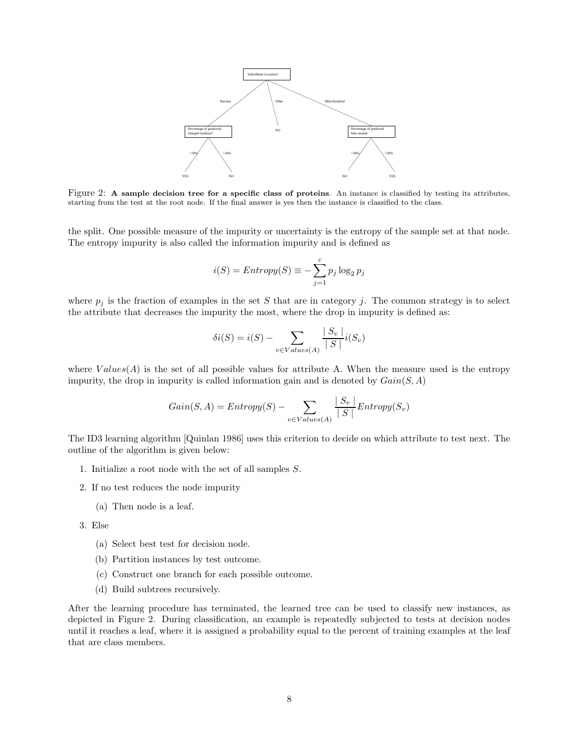Subcellular Location?

Nuclear

Other

Mitochondrial

Percentage of positively charged residues?

NO

Percentage of predicted beta strands

<10%

>10%

>30%

<30%

YES

NO

NO

YES

Figure 2: **A sample decision tree for a specific class of proteins**. An instance is classified by testing its attributes, starting from the test at the root node. If the final answer is yes then the instance is classified to the class.

the split. One possible measure of the impurity or uncertainty is the entropy of the sample set at that node. The entropy impurity is also called the information impurity and is defined as

$$i(S) = Entropy(S) \equiv -\sum_{j=1}^{c} p_j \log_2 p_j$$

where $p_j$ is the fraction of examples in the set $S$ that are in category $j$. The common strategy is to select the attribute that decreases the impurity the most, where the drop in impurity is defined as:

$$\delta i(S) = i(S) - \sum_{v \in Values(A)} \frac{| S_v |}{| S |} i(S_v)$$

where $Values(A)$ is the set of all possible values for attribute A. When the measure used is the entropy impurity, the drop in impurity is called information gain and is denoted by $Gain(S, A)$

$$Gain(S, A) = Entropy(S) - \sum_{v \in Values(A)} \frac{| S_v |}{| S |} Entropy(S_v)$$

The ID3 learning algorithm [Quinlan 1986] uses this criterion to decide on which attribute to test next. The outline of the algorithm is given below:

1. Initialize a root node with the set of all samples $S$.
2. If no test reduces the node impurity
   (a) Then node is a leaf.
3. Else
   (a) Select best test for decision node.
   (b) Partition instances by test outcome.
   (c) Construct one branch for each possible outcome.
   (d) Build subtrees recursively.

After the learning procedure has terminated, the learned tree can be used to classify new instances, as depicted in Figure 2. During classification, an example is repeatedly subjected to tests at decision nodes until it reaches a leaf, where it is assigned a probability equal to the percent of training examples at the leaf that are class members.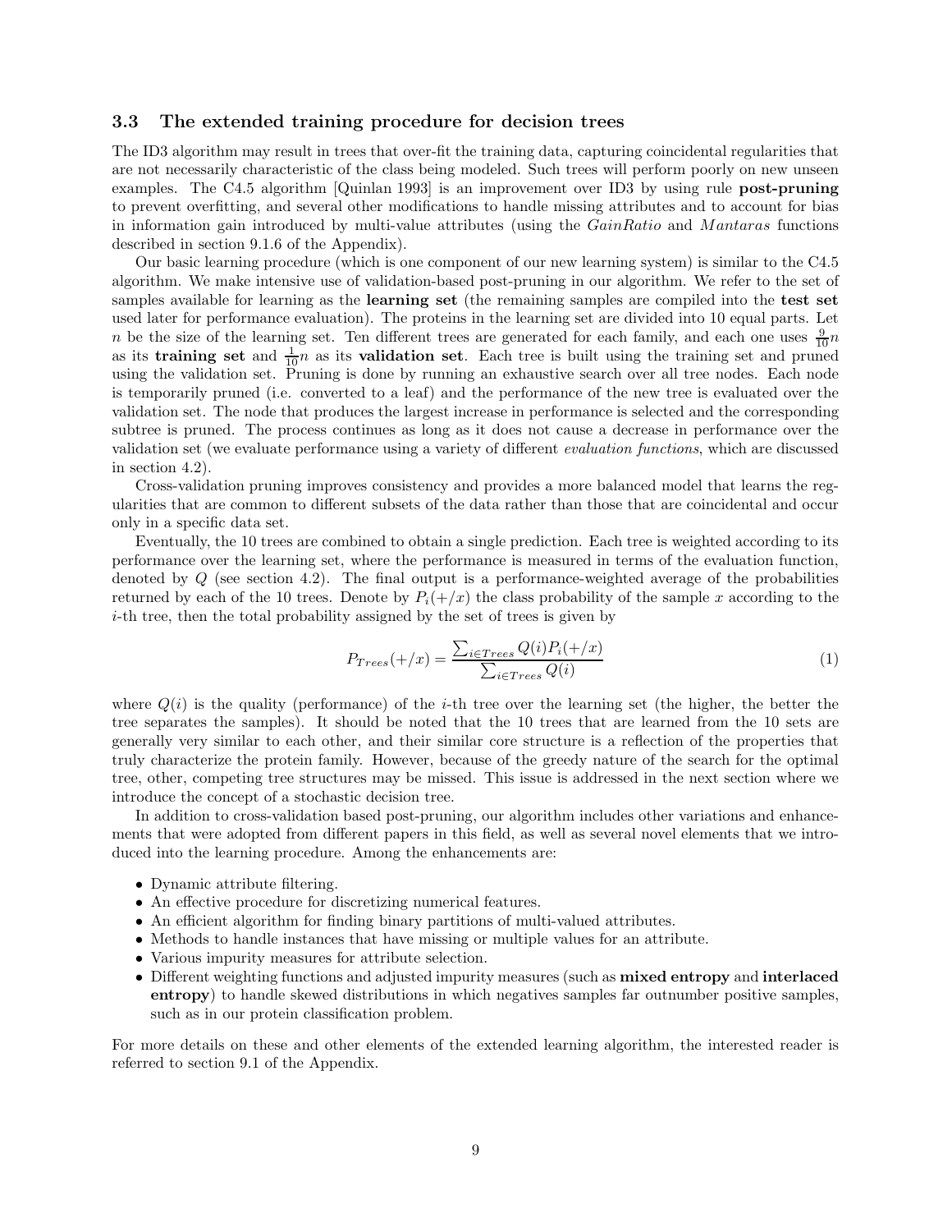### 3.3 The extended training procedure for decision trees

The ID3 algorithm may result in trees that over-fit the training data, capturing coincidental regularities that are not necessarily characteristic of the class being modeled. Such trees will perform poorly on new unseen examples. The C4.5 algorithm [Quinlan 1993] is an improvement over ID3 by using rule **post-pruning** to prevent overfitting, and several other modifications to handle missing attributes and to account for bias in information gain introduced by multi-value attributes (using the *GainRatio* and *Mantaras* functions described in section 9.1.6 of the Appendix).

Our basic learning procedure (which is one component of our new learning system) is similar to the C4.5 algorithm. We make intensive use of validation-based post-pruning in our algorithm. We refer to the set of samples available for learning as the **learning set** (the remaining samples are compiled into the **test set** used later for performance evaluation). The proteins in the learning set are divided into 10 equal parts. Let $n$ be the size of the learning set. Ten different trees are generated for each family, and each one uses $\frac{9}{10}n$ as its **training set** and $\frac{1}{10}n$ as its **validation set**. Each tree is built using the training set and pruned using the validation set. Pruning is done by running an exhaustive search over all tree nodes. Each node is temporarily pruned (i.e. converted to a leaf) and the performance of the new tree is evaluated over the validation set. The node that produces the largest increase in performance is selected and the corresponding subtree is pruned. The process continues as long as it does not cause a decrease in performance over the validation set (we evaluate performance using a variety of different *evaluation functions*, which are discussed in section 4.2).

Cross-validation pruning improves consistency and provides a more balanced model that learns the regularities that are common to different subsets of the data rather than those that are coincidental and occur only in a specific data set.

Eventually, the 10 trees are combined to obtain a single prediction. Each tree is weighted according to its performance over the learning set, where the performance is measured in terms of the evaluation function, denoted by $Q$ (see section 4.2). The final output is a performance-weighted average of the probabilities returned by each of the 10 trees. Denote by $P_i(+/x)$ the class probability of the sample $x$ according to the $i$-th tree, then the total probability assigned by the set of trees is given by

$$P_{Trees}(+/x) = \frac{\sum_{i \in Trees} Q(i) P_i(+/x)}{\sum_{i \in Trees} Q(i)} \tag{1}$$

where $Q(i)$ is the quality (performance) of the $i$-th tree over the learning set (the higher, the better the tree separates the samples). It should be noted that the 10 trees that are learned from the 10 sets are generally very similar to each other, and their similar core structure is a reflection of the properties that truly characterize the protein family. However, because of the greedy nature of the search for the optimal tree, other, competing tree structures may be missed. This issue is addressed in the next section where we introduce the concept of a stochastic decision tree.

In addition to cross-validation based post-pruning, our algorithm includes other variations and enhancements that were adopted from different papers in this field, as well as several novel elements that we introduced into the learning procedure. Among the enhancements are:

- Dynamic attribute filtering.
- An effective procedure for discretizing numerical features.
- An efficient algorithm for finding binary partitions of multi-valued attributes.
- Methods to handle instances that have missing or multiple values for an attribute.
- Various impurity measures for attribute selection.
- Different weighting functions and adjusted impurity measures (such as **mixed entropy** and **interlaced entropy**) to handle skewed distributions in which negatives samples far outnumber positive samples, such as in our protein classification problem.

For more details on these and other elements of the extended learning algorithm, the interested reader is referred to section 9.1 of the Appendix.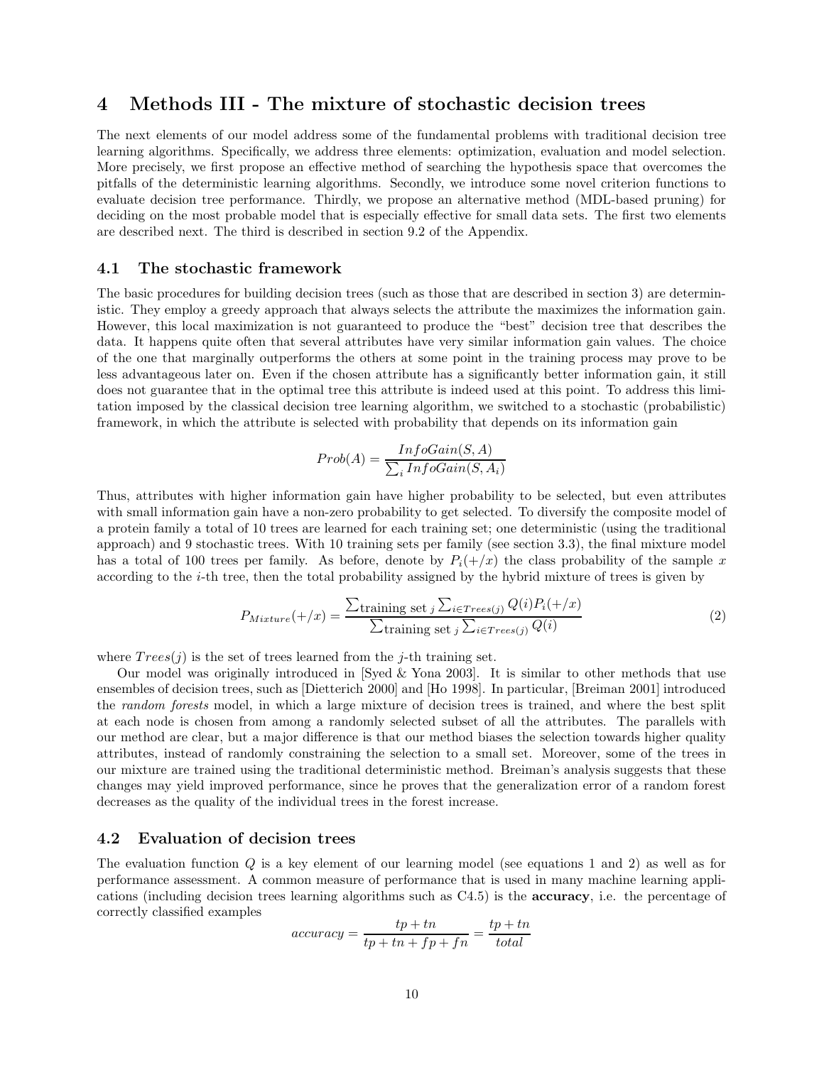# 4 Methods III - The mixture of stochastic decision trees

The next elements of our model address some of the fundamental problems with traditional decision tree learning algorithms. Specifically, we address three elements: optimization, evaluation and model selection. More precisely, we first propose an effective method of searching the hypothesis space that overcomes the pitfalls of the deterministic learning algorithms. Secondly, we introduce some novel criterion functions to evaluate decision tree performance. Thirdly, we propose an alternative method (MDL-based pruning) for deciding on the most probable model that is especially effective for small data sets. The first two elements are described next. The third is described in section 9.2 of the Appendix.

## 4.1 The stochastic framework

The basic procedures for building decision trees (such as those that are described in section 3) are deterministic. They employ a greedy approach that always selects the attribute the maximizes the information gain. However, this local maximization is not guaranteed to produce the "best" decision tree that describes the data. It happens quite often that several attributes have very similar information gain values. The choice of the one that marginally outperforms the others at some point in the training process may prove to be less advantageous later on. Even if the chosen attribute has a significantly better information gain, it still does not guarantee that in the optimal tree this attribute is indeed used at this point. To address this limitation imposed by the classical decision tree learning algorithm, we switched to a stochastic (probabilistic) framework, in which the attribute is selected with probability that depends on its information gain

$$Prob(A) = \frac{InfoGain(S, A)}{\sum_i InfoGain(S, A_i)}$$

Thus, attributes with higher information gain have higher probability to be selected, but even attributes with small information gain have a non-zero probability to get selected. To diversify the composite model of a protein family a total of 10 trees are learned for each training set; one deterministic (using the traditional approach) and 9 stochastic trees. With 10 training sets per family (see section 3.3), the final mixture model has a total of 100 trees per family. As before, denote by $P_i(+/x)$ the class probability of the sample $x$ according to the $i$-th tree, then the total probability assigned by the hybrid mixture of trees is given by

$$P_{Mixture}(+/x) = \frac{\sum_{\text{training set } j} \sum_{i \in Trees(j)} Q(i) P_i(+/x)}{\sum_{\text{training set } j} \sum_{i \in Trees(j)} Q(i)} \tag{2}$$

where $Trees(j)$ is the set of trees learned from the $j$-th training set.

Our model was originally introduced in [Syed & Yona 2003]. It is similar to other methods that use ensembles of decision trees, such as [Dietterich 2000] and [Ho 1998]. In particular, [Breiman 2001] introduced the *random forests* model, in which a large mixture of decision trees is trained, and where the best split at each node is chosen from among a randomly selected subset of all the attributes. The parallels with our method are clear, but a major difference is that our method biases the selection towards higher quality attributes, instead of randomly constraining the selection to a small set. Moreover, some of the trees in our mixture are trained using the traditional deterministic method. Breiman's analysis suggests that these changes may yield improved performance, since he proves that the generalization error of a random forest decreases as the quality of the individual trees in the forest increase.

## 4.2 Evaluation of decision trees

The evaluation function $Q$ is a key element of our learning model (see equations 1 and 2) as well as for performance assessment. A common measure of performance that is used in many machine learning applications (including decision trees learning algorithms such as C4.5) is the **accuracy**, i.e. the percentage of correctly classified examples

$$accuracy = \frac{tp + tn}{tp + tn + fp + fn} = \frac{tp + tn}{total}$$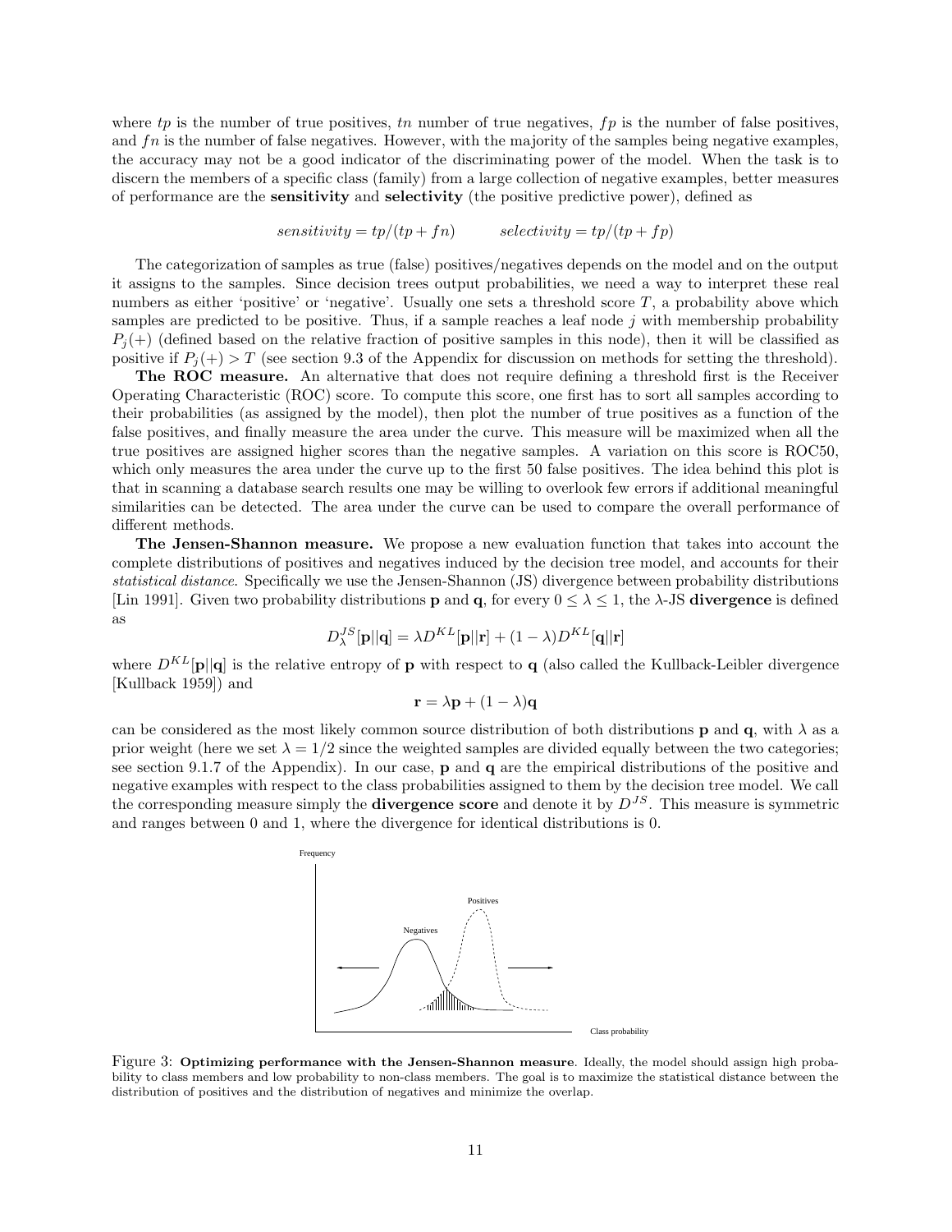where $tp$ is the number of true positives, $tn$ number of true negatives, $fp$ is the number of false positives, and $fn$ is the number of false negatives. However, with the majority of the samples being negative examples, the accuracy may not be a good indicator of the discriminating power of the model. When the task is to discern the members of a specific class (family) from a large collection of negative examples, better measures of performance are the **sensitivity** and **selectivity** (the positive predictive power), defined as

$$sensitivity = tp/(tp + fn) \qquad selectivity = tp/(tp + fp)$$

The categorization of samples as true (false) positives/negatives depends on the model and on the output it assigns to the samples. Since decision trees output probabilities, we need a way to interpret these real numbers as either 'positive' or 'negative'. Usually one sets a threshold score $T$, a probability above which samples are predicted to be positive. Thus, if a sample reaches a leaf node $j$ with membership probability $P_j(+)$ (defined based on the relative fraction of positive samples in this node), then it will be classified as positive if $P_j(+) > T$ (see section 9.3 of the Appendix for discussion on methods for setting the threshold).

**The ROC measure.** An alternative that does not require defining a threshold first is the Receiver Operating Characteristic (ROC) score. To compute this score, one first has to sort all samples according to their probabilities (as assigned by the model), then plot the number of true positives as a function of the false positives, and finally measure the area under the curve. This measure will be maximized when all the true positives are assigned higher scores than the negative samples. A variation on this score is ROC50, which only measures the area under the curve up to the first 50 false positives. The idea behind this plot is that in scanning a database search results one may be willing to overlook few errors if additional meaningful similarities can be detected. The area under the curve can be used to compare the overall performance of different methods.

**The Jensen-Shannon measure.** We propose a new evaluation function that takes into account the complete distributions of positives and negatives induced by the decision tree model, and accounts for their *statistical distance*. Specifically we use the Jensen-Shannon (JS) divergence between probability distributions [Lin 1991]. Given two probability distributions $\mathbf{p}$ and $\mathbf{q}$, for every $0 \leq \lambda \leq 1$, the $\lambda$-JS **divergence** is defined as

$$D_\lambda^{JS}[\mathbf{p}||\mathbf{q}] = \lambda D^{KL}[\mathbf{p}||\mathbf{r}] + (1 - \lambda) D^{KL}[\mathbf{q}||\mathbf{r}]$$

where $D^{KL}[\mathbf{p}||\mathbf{q}]$ is the relative entropy of $\mathbf{p}$ with respect to $\mathbf{q}$ (also called the Kullback-Leibler divergence [Kullback 1959]) and

$$\mathbf{r} = \lambda \mathbf{p} + (1 - \lambda) \mathbf{q}$$

can be considered as the most likely common source distribution of both distributions $\mathbf{p}$ and $\mathbf{q}$, with $\lambda$ as a prior weight (here we set $\lambda = 1/2$ since the weighted samples are divided equally between the two categories; see section 9.1.7 of the Appendix). In our case, $\mathbf{p}$ and $\mathbf{q}$ are the empirical distributions of the positive and negative examples with respect to the class probabilities assigned to them by the decision tree model. We call the corresponding measure simply the **divergence score** and denote it by $D^{JS}$. This measure is symmetric and ranges between 0 and 1, where the divergence for identical distributions is 0.

Figure 3: **Optimizing performance with the Jensen-Shannon measure**. Ideally, the model should assign high probability to class members and low probability to non-class members. The goal is to maximize the statistical distance between the distribution of positives and the distribution of negatives and minimize the overlap.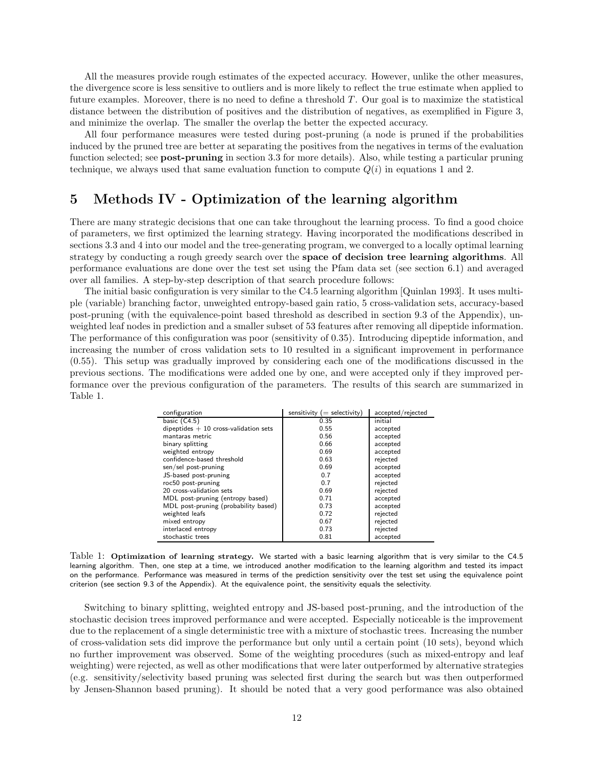All the measures provide rough estimates of the expected accuracy. However, unlike the other measures, the divergence score is less sensitive to outliers and is more likely to reflect the true estimate when applied to future examples. Moreover, there is no need to define a threshold $T$. Our goal is to maximize the statistical distance between the distribution of positives and the distribution of negatives, as exemplified in Figure 3, and minimize the overlap. The smaller the overlap the better the expected accuracy.

All four performance measures were tested during post-pruning (a node is pruned if the probabilities induced by the pruned tree are better at separating the positives from the negatives in terms of the evaluation function selected; see **post-pruning** in section 3.3 for more details). Also, while testing a particular pruning technique, we always used that same evaluation function to compute $Q(i)$ in equations 1 and 2.

# 5 Methods IV - Optimization of the learning algorithm

There are many strategic decisions that one can take throughout the learning process. To find a good choice of parameters, we first optimized the learning strategy. Having incorporated the modifications described in sections 3.3 and 4 into our model and the tree-generating program, we converged to a locally optimal learning strategy by conducting a rough greedy search over the **space of decision tree learning algorithms**. All performance evaluations are done over the test set using the Pfam data set (see section 6.1) and averaged over all families. A step-by-step description of that search procedure follows:

The initial basic configuration is very similar to the C4.5 learning algorithm [Quinlan 1993]. It uses multiple (variable) branching factor, unweighted entropy-based gain ratio, 5 cross-validation sets, accuracy-based post-pruning (with the equivalence-point based threshold as described in section 9.3 of the Appendix), unweighted leaf nodes in prediction and a smaller subset of 53 features after removing all dipeptide information. The performance of this configuration was poor (sensitivity of 0.35). Introducing dipeptide information, and increasing the number of cross validation sets to 10 resulted in a significant improvement in performance (0.55). This setup was gradually improved by considering each one of the modifications discussed in the previous sections. The modifications were added one by one, and were accepted only if they improved performance over the previous configuration of the parameters. The results of this search are summarized in Table 1.

| configuration | sensitivity (= selectivity) | accepted/rejected |
|---|---|---|
| basic (C4.5) | 0.35 | initial |
| dipeptides + 10 cross-validation sets | 0.55 | accepted |
| mantaras metric | 0.56 | accepted |
| binary splitting | 0.66 | accepted |
| weighted entropy | 0.69 | accepted |
| confidence-based threshold | 0.63 | rejected |
| sen/sel post-pruning | 0.69 | accepted |
| JS-based post-pruning | 0.7 | accepted |
| roc50 post-pruning | 0.7 | rejected |
| 20 cross-validation sets | 0.69 | rejected |
| MDL post-pruning (entropy based) | 0.71 | accepted |
| MDL post-pruning (probability based) | 0.73 | accepted |
| weighted leafs | 0.72 | rejected |
| mixed entropy | 0.67 | rejected |
| interlaced entropy | 0.73 | rejected |
| stochastic trees | 0.81 | accepted |

Table 1: **Optimization of learning strategy.** We started with a basic learning algorithm that is very similar to the C4.5 learning algorithm. Then, one step at a time, we introduced another modification to the learning algorithm and tested its impact on the performance. Performance was measured in terms of the prediction sensitivity over the test set using the equivalence point criterion (see section 9.3 of the Appendix). At the equivalence point, the sensitivity equals the selectivity.

Switching to binary splitting, weighted entropy and JS-based post-pruning, and the introduction of the stochastic decision trees improved performance and were accepted. Especially noticeable is the improvement due to the replacement of a single deterministic tree with a mixture of stochastic trees. Increasing the number of cross-validation sets did improve the performance but only until a certain point (10 sets), beyond which no further improvement was observed. Some of the weighting procedures (such as mixed-entropy and leaf weighting) were rejected, as well as other modifications that were later outperformed by alternative strategies (e.g. sensitivity/selectivity based pruning was selected first during the search but was then outperformed by Jensen-Shannon based pruning). It should be noted that a very good performance was also obtained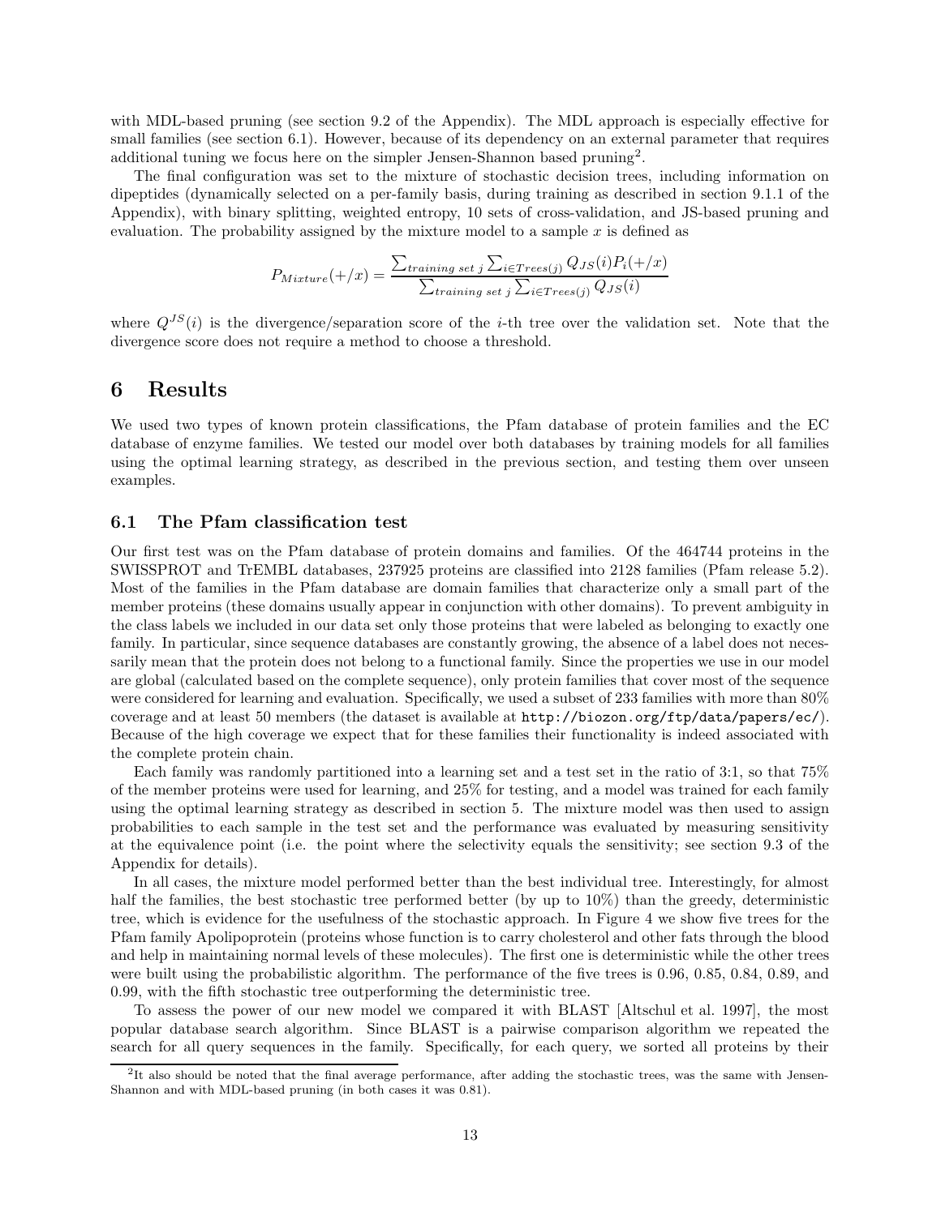with MDL-based pruning (see section 9.2 of the Appendix). The MDL approach is especially effective for small families (see section 6.1). However, because of its dependency on an external parameter that requires additional tuning we focus here on the simpler Jensen-Shannon based pruning[2].

The final configuration was set to the mixture of stochastic decision trees, including information on dipeptides (dynamically selected on a per-family basis, during training as described in section 9.1.1 of the Appendix), with binary splitting, weighted entropy, 10 sets of cross-validation, and JS-based pruning and evaluation. The probability assigned by the mixture model to a sample $x$ is defined as

$$P_{Mixture}(+/x) = \frac{\sum_{training\ set\ j} \sum_{i \in Trees(j)} Q_{JS}(i) P_i(+/x)}{\sum_{training\ set\ j} \sum_{i \in Trees(j)} Q_{JS}(i)}$$

where $Q^{JS}(i)$ is the divergence/separation score of the $i$-th tree over the validation set. Note that the divergence score does not require a method to choose a threshold.

# 6 Results

We used two types of known protein classifications, the Pfam database of protein families and the EC database of enzyme families. We tested our model over both databases by training models for all families using the optimal learning strategy, as described in the previous section, and testing them over unseen examples.

## 6.1 The Pfam classification test

Our first test was on the Pfam database of protein domains and families. Of the 464744 proteins in the SWISSPROT and TrEMBL databases, 237925 proteins are classified into 2128 families (Pfam release 5.2). Most of the families in the Pfam database are domain families that characterize only a small part of the member proteins (these domains usually appear in conjunction with other domains). To prevent ambiguity in the class labels we included in our data set only those proteins that were labeled as belonging to exactly one family. In particular, since sequence databases are constantly growing, the absence of a label does not necessarily mean that the protein does not belong to a functional family. Since the properties we use in our model are global (calculated based on the complete sequence), only protein families that cover most of the sequence were considered for learning and evaluation. Specifically, we used a subset of 233 families with more than 80% coverage and at least 50 members (the dataset is available at `http://biozon.org/ftp/data/papers/ec/`). Because of the high coverage we expect that for these families their functionality is indeed associated with the complete protein chain.

Each family was randomly partitioned into a learning set and a test set in the ratio of 3:1, so that 75% of the member proteins were used for learning, and 25% for testing, and a model was trained for each family using the optimal learning strategy as described in section 5. The mixture model was then used to assign probabilities to each sample in the test set and the performance was evaluated by measuring sensitivity at the equivalence point (i.e. the point where the selectivity equals the sensitivity; see section 9.3 of the Appendix for details).

In all cases, the mixture model performed better than the best individual tree. Interestingly, for almost half the families, the best stochastic tree performed better (by up to 10%) than the greedy, deterministic tree, which is evidence for the usefulness of the stochastic approach. In Figure 4 we show five trees for the Pfam family Apolipoprotein (proteins whose function is to carry cholesterol and other fats through the blood and help in maintaining normal levels of these molecules). The first one is deterministic while the other trees were built using the probabilistic algorithm. The performance of the five trees is 0.96, 0.85, 0.84, 0.89, and 0.99, with the fifth stochastic tree outperforming the deterministic tree.

To assess the power of our new model we compared it with BLAST [Altschul et al. 1997], the most popular database search algorithm. Since BLAST is a pairwise comparison algorithm we repeated the search for all query sequences in the family. Specifically, for each query, we sorted all proteins by their

[2]It also should be noted that the final average performance, after adding the stochastic trees, was the same with Jensen-Shannon and with MDL-based pruning (in both cases it was 0.81).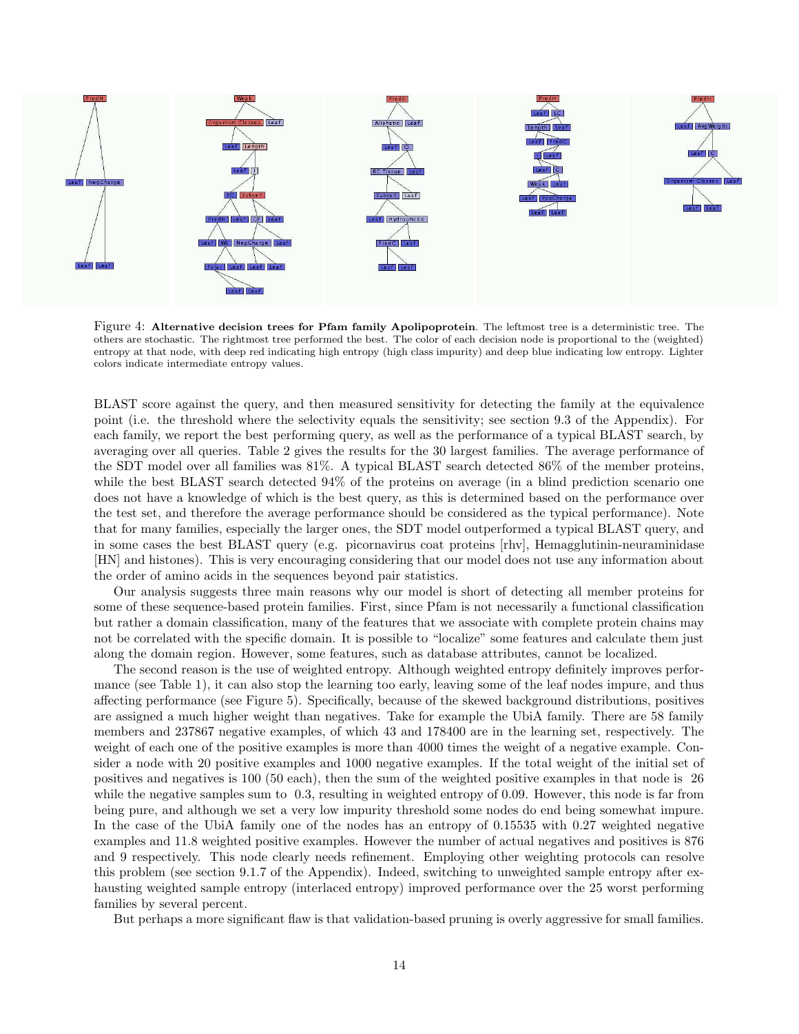Figure 4: **Alternative decision trees for Pfam family Apolipoprotein**. The leftmost tree is a deterministic tree. The others are stochastic. The rightmost tree performed the best. The color of each decision node is proportional to the (weighted) entropy at that node, with deep red indicating high entropy (high class impurity) and deep blue indicating low entropy. Lighter colors indicate intermediate entropy values.

BLAST score against the query, and then measured sensitivity for detecting the family at the equivalence point (i.e. the threshold where the selectivity equals the sensitivity; see section 9.3 of the Appendix). For each family, we report the best performing query, as well as the performance of a typical BLAST search, by averaging over all queries. Table 2 gives the results for the 30 largest families. The average performance of the SDT model over all families was 81%. A typical BLAST search detected 86% of the member proteins, while the best BLAST search detected 94% of the proteins on average (in a blind prediction scenario one does not have a knowledge of which is the best query, as this is determined based on the performance over the test set, and therefore the average performance should be considered as the typical performance). Note that for many families, especially the larger ones, the SDT model outperformed a typical BLAST query, and in some cases the best BLAST query (e.g. picornavirus coat proteins [rhv], Hemagglutinin-neuraminidase [HN] and histones). This is very encouraging considering that our model does not use any information about the order of amino acids in the sequences beyond pair statistics.

Our analysis suggests three main reasons why our model is short of detecting all member proteins for some of these sequence-based protein families. First, since Pfam is not necessarily a functional classification but rather a domain classification, many of the features that we associate with complete protein chains may not be correlated with the specific domain. It is possible to "localize" some features and calculate them just along the domain region. However, some features, such as database attributes, cannot be localized.

The second reason is the use of weighted entropy. Although weighted entropy definitely improves performance (see Table 1), it can also stop the learning too early, leaving some of the leaf nodes impure, and thus affecting performance (see Figure 5). Specifically, because of the skewed background distributions, positives are assigned a much higher weight than negatives. Take for example the UbiA family. There are 58 family members and 237867 negative examples, of which 43 and 178400 are in the learning set, respectively. The weight of each one of the positive examples is more than 4000 times the weight of a negative example. Consider a node with 20 positive examples and 1000 negative examples. If the total weight of the initial set of positives and negatives is 100 (50 each), then the sum of the weighted positive examples in that node is 26 while the negative samples sum to 0.3, resulting in weighted entropy of 0.09. However, this node is far from being pure, and although we set a very low impurity threshold some nodes do end being somewhat impure. In the case of the UbiA family one of the nodes has an entropy of 0.15535 with 0.27 weighted negative examples and 11.8 weighted positive examples. However the number of actual negatives and positives is 876 and 9 respectively. This node clearly needs refinement. Employing other weighting protocols can resolve this problem (see section 9.1.7 of the Appendix). Indeed, switching to unweighted sample entropy after exhausting weighted sample entropy (interlaced entropy) improved performance over the 25 worst performing families by several percent.

But perhaps a more significant flaw is that validation-based pruning is overly aggressive for small families.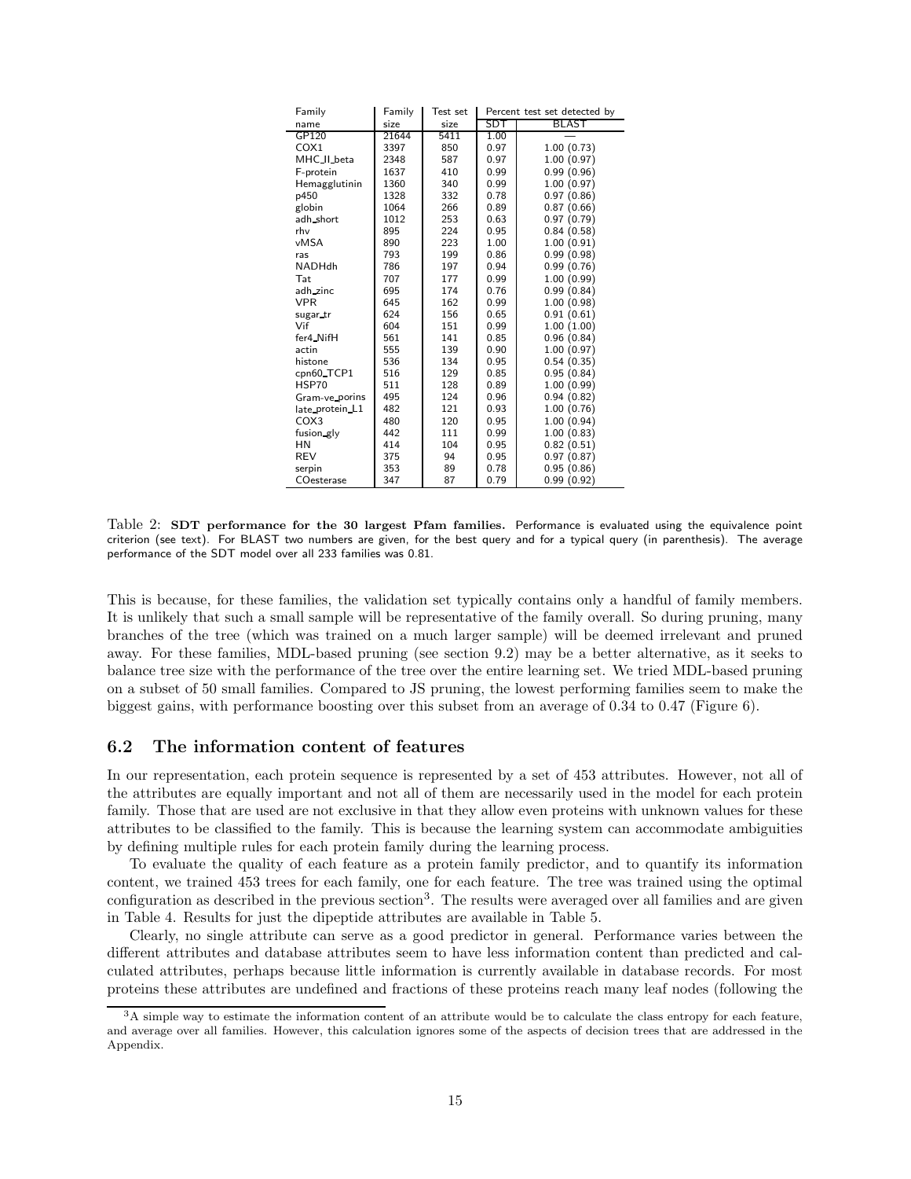| Family name | Family size | Test set size | Percent test set detected by | |
|---|---|---|---|---|
| | | | SDT | BLAST |
| GP120 | 21644 | 5411 | 1.00 | — |
| COX1 | 3397 | 850 | 0.97 | 1.00 (0.73) |
| MHC_II_beta | 2348 | 587 | 0.97 | 1.00 (0.97) |
| F-protein | 1637 | 410 | 0.99 | 0.99 (0.96) |
| Hemagglutinin | 1360 | 340 | 0.99 | 1.00 (0.97) |
| p450 | 1328 | 332 | 0.78 | 0.97 (0.86) |
| globin | 1064 | 266 | 0.89 | 0.87 (0.66) |
| adh_short | 1012 | 253 | 0.63 | 0.97 (0.79) |
| rhv | 895 | 224 | 0.95 | 0.84 (0.58) |
| vMSA | 890 | 223 | 1.00 | 1.00 (0.91) |
| ras | 793 | 199 | 0.86 | 0.99 (0.98) |
| NADHdh | 786 | 197 | 0.94 | 0.99 (0.76) |
| Tat | 707 | 177 | 0.99 | 1.00 (0.99) |
| adh_zinc | 695 | 174 | 0.76 | 0.99 (0.84) |
| VPR | 645 | 162 | 0.99 | 1.00 (0.98) |
| sugar_tr | 624 | 156 | 0.65 | 0.91 (0.61) |
| Vif | 604 | 151 | 0.99 | 1.00 (1.00) |
| fer4_NifH | 561 | 141 | 0.85 | 0.96 (0.84) |
| actin | 555 | 139 | 0.90 | 1.00 (0.97) |
| histone | 536 | 134 | 0.95 | 0.54 (0.35) |
| cpn60_TCP1 | 516 | 129 | 0.85 | 0.95 (0.84) |
| HSP70 | 511 | 128 | 0.89 | 1.00 (0.99) |
| Gram-ve_porins | 495 | 124 | 0.96 | 0.94 (0.82) |
| late_protein_L1 | 482 | 121 | 0.93 | 1.00 (0.76) |
| COX3 | 480 | 120 | 0.95 | 1.00 (0.94) |
| fusion_gly | 442 | 111 | 0.99 | 1.00 (0.83) |
| HN | 414 | 104 | 0.95 | 0.82 (0.51) |
| REV | 375 | 94 | 0.95 | 0.97 (0.87) |
| serpin | 353 | 89 | 0.78 | 0.95 (0.86) |
| COesterase | 347 | 87 | 0.79 | 0.99 (0.92) |

Table 2: **SDT performance for the 30 largest Pfam families.** Performance is evaluated using the equivalence point criterion (see text). For BLAST two numbers are given, for the best query and for a typical query (in parenthesis). The average performance of the SDT model over all 233 families was 0.81.

This is because, for these families, the validation set typically contains only a handful of family members. It is unlikely that such a small sample will be representative of the family overall. So during pruning, many branches of the tree (which was trained on a much larger sample) will be deemed irrelevant and pruned away. For these families, MDL-based pruning (see section 9.2) may be a better alternative, as it seeks to balance tree size with the performance of the tree over the entire learning set. We tried MDL-based pruning on a subset of 50 small families. Compared to JS pruning, the lowest performing families seem to make the biggest gains, with performance boosting over this subset from an average of 0.34 to 0.47 (Figure 6).

## 6.2 The information content of features

In our representation, each protein sequence is represented by a set of 453 attributes. However, not all of the attributes are equally important and not all of them are necessarily used in the model for each protein family. Those that are used are not exclusive in that they allow even proteins with unknown values for these attributes to be classified to the family. This is because the learning system can accommodate ambiguities by defining multiple rules for each protein family during the learning process.

To evaluate the quality of each feature as a protein family predictor, and to quantify its information content, we trained 453 trees for each family, one for each feature. The tree was trained using the optimal configuration as described in the previous section[3]. The results were averaged over all families and are given in Table 4. Results for just the dipeptide attributes are available in Table 5.

Clearly, no single attribute can serve as a good predictor in general. Performance varies between the different attributes and database attributes seem to have less information content than predicted and calculated attributes, perhaps because little information is currently available in database records. For most proteins these attributes are undefined and fractions of these proteins reach many leaf nodes (following the

[3] A simple way to estimate the information content of an attribute would be to calculate the class entropy for each feature, and average over all families. However, this calculation ignores some of the aspects of decision trees that are addressed in the Appendix.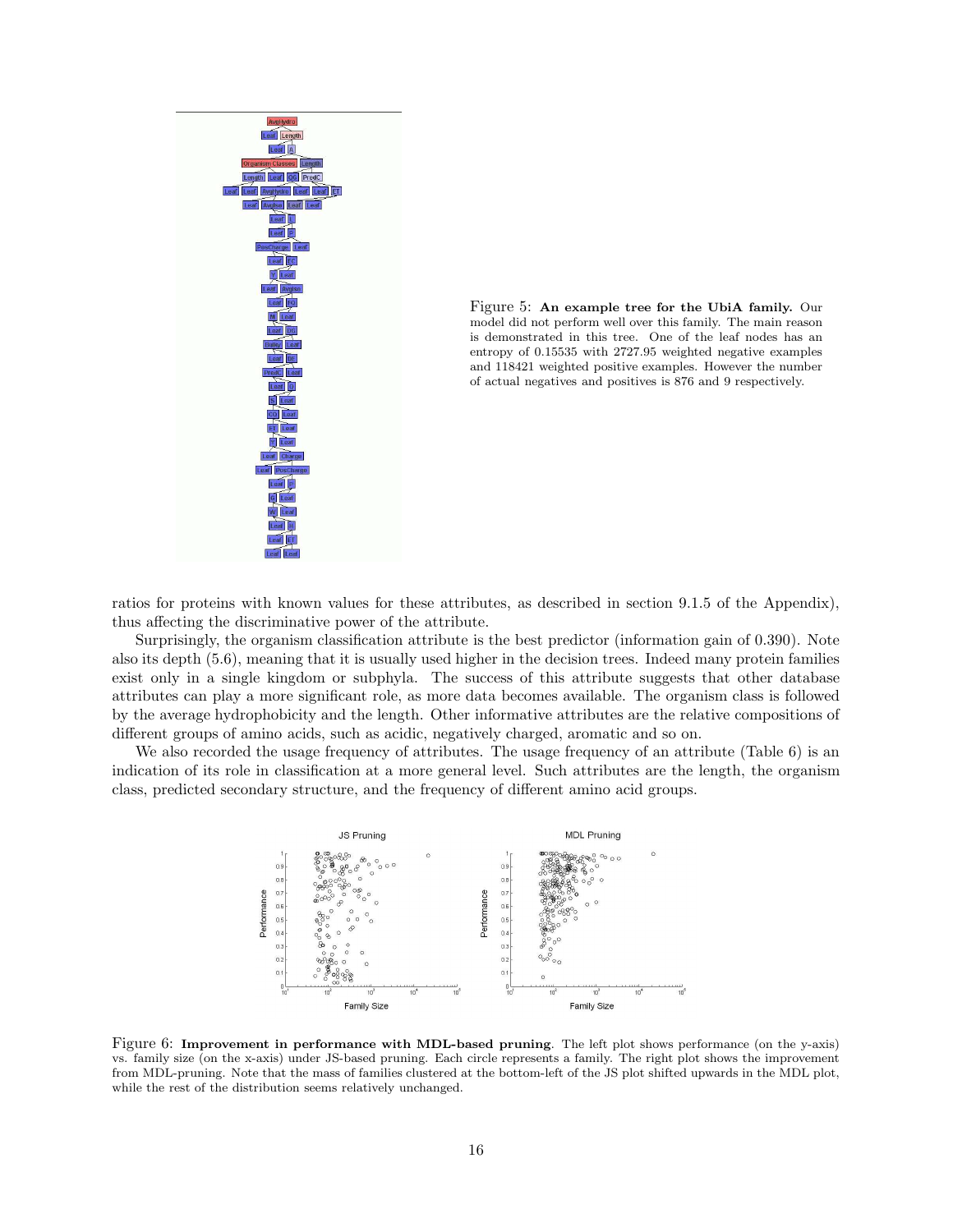Figure 5: **An example tree for the UbiA family.** Our model did not perform well over this family. The main reason is demonstrated in this tree. One of the leaf nodes has an entropy of 0.15535 with 2727.95 weighted negative examples and 118421 weighted positive examples. However the number of actual negatives and positives is 876 and 9 respectively.

ratios for proteins with known values for these attributes, as described in section 9.1.5 of the Appendix), thus affecting the discriminative power of the attribute.

Surprisingly, the organism classification attribute is the best predictor (information gain of 0.390). Note also its depth (5.6), meaning that it is usually used higher in the decision trees. Indeed many protein families exist only in a single kingdom or subphyla. The success of this attribute suggests that other database attributes can play a more significant role, as more data becomes available. The organism class is followed by the average hydrophobicity and the length. Other informative attributes are the relative compositions of different groups of amino acids, such as acidic, negatively charged, aromatic and so on.

We also recorded the usage frequency of attributes. The usage frequency of an attribute (Table 6) is an indication of its role in classification at a more general level. Such attributes are the length, the organism class, predicted secondary structure, and the frequency of different amino acid groups.

Figure 6: **Improvement in performance with MDL-based pruning**. The left plot shows performance (on the y-axis) vs. family size (on the x-axis) under JS-based pruning. Each circle represents a family. The right plot shows the improvement from MDL-pruning. Note that the mass of families clustered at the bottom-left of the JS plot shifted upwards in the MDL plot, while the rest of the distribution seems relatively unchanged.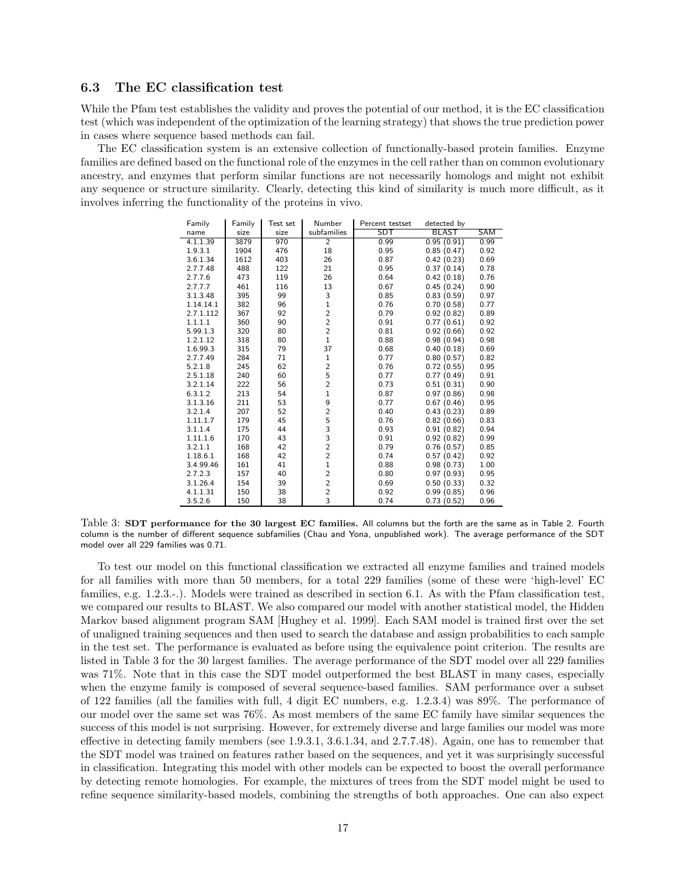### 6.3 The EC classification test

While the Pfam test establishes the validity and proves the potential of our method, it is the EC classification test (which was independent of the optimization of the learning strategy) that shows the true prediction power in cases where sequence based methods can fail.

The EC classification system is an extensive collection of functionally-based protein families. Enzyme families are defined based on the functional role of the enzymes in the cell rather than on common evolutionary ancestry, and enzymes that perform similar functions are not necessarily homologs and might not exhibit any sequence or structure similarity. Clearly, detecting this kind of similarity is much more difficult, as it involves inferring the functionality of the proteins in vivo.

| Family name | Family size | Test set size | Number subfamilies | Percent testset SDT | detected by BLAST | SAM |
|---|---|---|---|---|---|---|
| 4.1.1.39 | 3879 | 970 | 2 | 0.99 | 0.95 (0.91) | 0.99 |
| 1.9.3.1 | 1904 | 476 | 18 | 0.95 | 0.85 (0.47) | 0.92 |
| 3.6.1.34 | 1612 | 403 | 26 | 0.87 | 0.42 (0.23) | 0.69 |
| 2.7.7.48 | 488 | 122 | 21 | 0.95 | 0.37 (0.14) | 0.78 |
| 2.7.7.6 | 473 | 119 | 26 | 0.64 | 0.42 (0.18) | 0.76 |
| 2.7.7.7 | 461 | 116 | 13 | 0.67 | 0.45 (0.24) | 0.90 |
| 3.1.3.48 | 395 | 99 | 3 | 0.85 | 0.83 (0.59) | 0.97 |
| 1.14.14.1 | 382 | 96 | 1 | 0.76 | 0.70 (0.58) | 0.77 |
| 2.7.1.112 | 367 | 92 | 2 | 0.79 | 0.92 (0.82) | 0.89 |
| 1.1.1.1 | 360 | 90 | 2 | 0.91 | 0.77 (0.61) | 0.92 |
| 5.99.1.3 | 320 | 80 | 2 | 0.81 | 0.92 (0.66) | 0.92 |
| 1.2.1.12 | 318 | 80 | 1 | 0.88 | 0.98 (0.94) | 0.98 |
| 1.6.99.3 | 315 | 79 | 37 | 0.68 | 0.40 (0.18) | 0.69 |
| 2.7.7.49 | 284 | 71 | 1 | 0.77 | 0.80 (0.57) | 0.82 |
| 5.2.1.8 | 245 | 62 | 2 | 0.76 | 0.72 (0.55) | 0.95 |
| 2.5.1.18 | 240 | 60 | 5 | 0.77 | 0.77 (0.49) | 0.91 |
| 3.2.1.14 | 222 | 56 | 2 | 0.73 | 0.51 (0.31) | 0.90 |
| 6.3.1.2 | 213 | 54 | 1 | 0.87 | 0.97 (0.86) | 0.98 |
| 3.1.3.16 | 211 | 53 | 9 | 0.77 | 0.67 (0.46) | 0.95 |
| 3.2.1.4 | 207 | 52 | 2 | 0.40 | 0.43 (0.23) | 0.89 |
| 1.11.1.7 | 179 | 45 | 5 | 0.76 | 0.82 (0.66) | 0.83 |
| 3.1.1.4 | 175 | 44 | 3 | 0.93 | 0.91 (0.82) | 0.94 |
| 1.11.1.6 | 170 | 43 | 3 | 0.91 | 0.92 (0.82) | 0.99 |
| 3.2.1.1 | 168 | 42 | 2 | 0.79 | 0.76 (0.57) | 0.85 |
| 1.18.6.1 | 168 | 42 | 2 | 0.74 | 0.57 (0.42) | 0.92 |
| 3.4.99.46 | 161 | 41 | 1 | 0.88 | 0.98 (0.73) | 1.00 |
| 2.7.2.3 | 157 | 40 | 2 | 0.80 | 0.97 (0.93) | 0.95 |
| 3.1.26.4 | 154 | 39 | 2 | 0.69 | 0.50 (0.33) | 0.32 |
| 4.1.1.31 | 150 | 38 | 2 | 0.92 | 0.99 (0.85) | 0.96 |
| 3.5.2.6 | 150 | 38 | 3 | 0.74 | 0.73 (0.52) | 0.96 |

Table 3: **SDT performance for the 30 largest EC families.** All columns but the forth are the same as in Table 2. Fourth column is the number of different sequence subfamilies (Chau and Yona, unpublished work). The average performance of the SDT model over all 229 families was 0.71.

To test our model on this functional classification we extracted all enzyme families and trained models for all families with more than 50 members, for a total 229 families (some of these were 'high-level' EC families, e.g. 1.2.3.-.). Models were trained as described in section 6.1. As with the Pfam classification test, we compared our results to BLAST. We also compared our model with another statistical model, the Hidden Markov based alignment program SAM [Hughey et al. 1999]. Each SAM model is trained first over the set of unaligned training sequences and then used to search the database and assign probabilities to each sample in the test set. The performance is evaluated as before using the equivalence point criterion. The results are listed in Table 3 for the 30 largest families. The average performance of the SDT model over all 229 families was 71%. Note that in this case the SDT model outperformed the best BLAST in many cases, especially when the enzyme family is composed of several sequence-based families. SAM performance over a subset of 122 families (all the families with full, 4 digit EC numbers, e.g. 1.2.3.4) was 89%. The performance of our model over the same set was 76%. As most members of the same EC family have similar sequences the success of this model is not surprising. However, for extremely diverse and large families our model was more effective in detecting family members (see 1.9.3.1, 3.6.1.34, and 2.7.7.48). Again, one has to remember that the SDT model was trained on features rather based on the sequences, and yet it was surprisingly successful in classification. Integrating this model with other models can be expected to boost the overall performance by detecting remote homologies. For example, the mixtures of trees from the SDT model might be used to refine sequence similarity-based models, combining the strengths of both approaches. One can also expect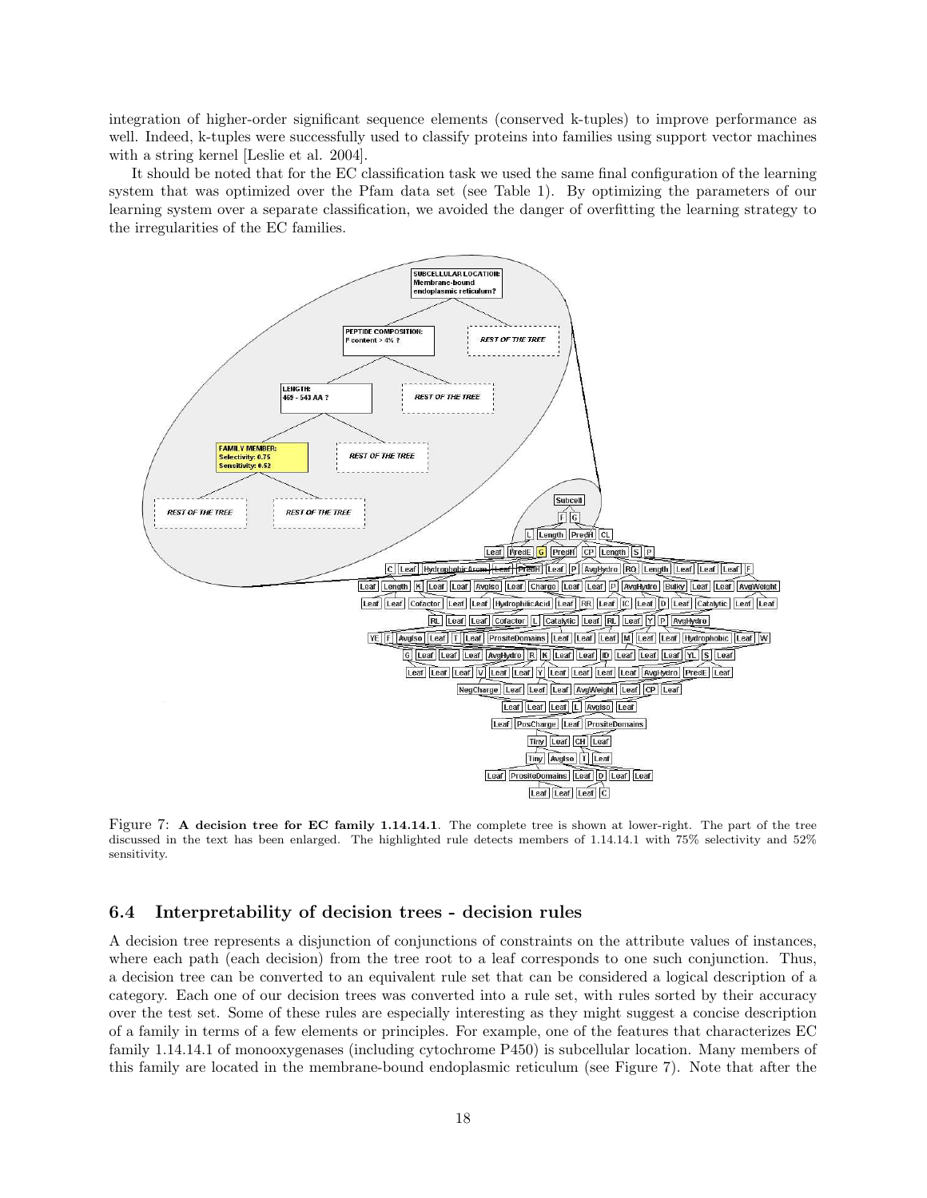integration of higher-order significant sequence elements (conserved k-tuples) to improve performance as well. Indeed, k-tuples were successfully used to classify proteins into families using support vector machines with a string kernel [Leslie et al. 2004].

It should be noted that for the EC classification task we used the same final configuration of the learning system that was optimized over the Pfam data set (see Table 1). By optimizing the parameters of our learning system over a separate classification, we avoided the danger of overfitting the learning strategy to the irregularities of the EC families.

Figure 7: **A decision tree for EC family 1.14.14.1**. The complete tree is shown at lower-right. The part of the tree discussed in the text has been enlarged. The highlighted rule detects members of 1.14.14.1 with 75% selectivity and 52% sensitivity.

### 6.4 Interpretability of decision trees - decision rules

A decision tree represents a disjunction of conjunctions of constraints on the attribute values of instances, where each path (each decision) from the tree root to a leaf corresponds to one such conjunction. Thus, a decision tree can be converted to an equivalent rule set that can be considered a logical description of a category. Each one of our decision trees was converted into a rule set, with rules sorted by their accuracy over the test set. Some of these rules are especially interesting as they might suggest a concise description of a family in terms of a few elements or principles. For example, one of the features that characterizes EC family 1.14.14.1 of monooxygenases (including cytochrome P450) is subcellular location. Many members of this family are located in the membrane-bound endoplasmic reticulum (see Figure 7). Note that after the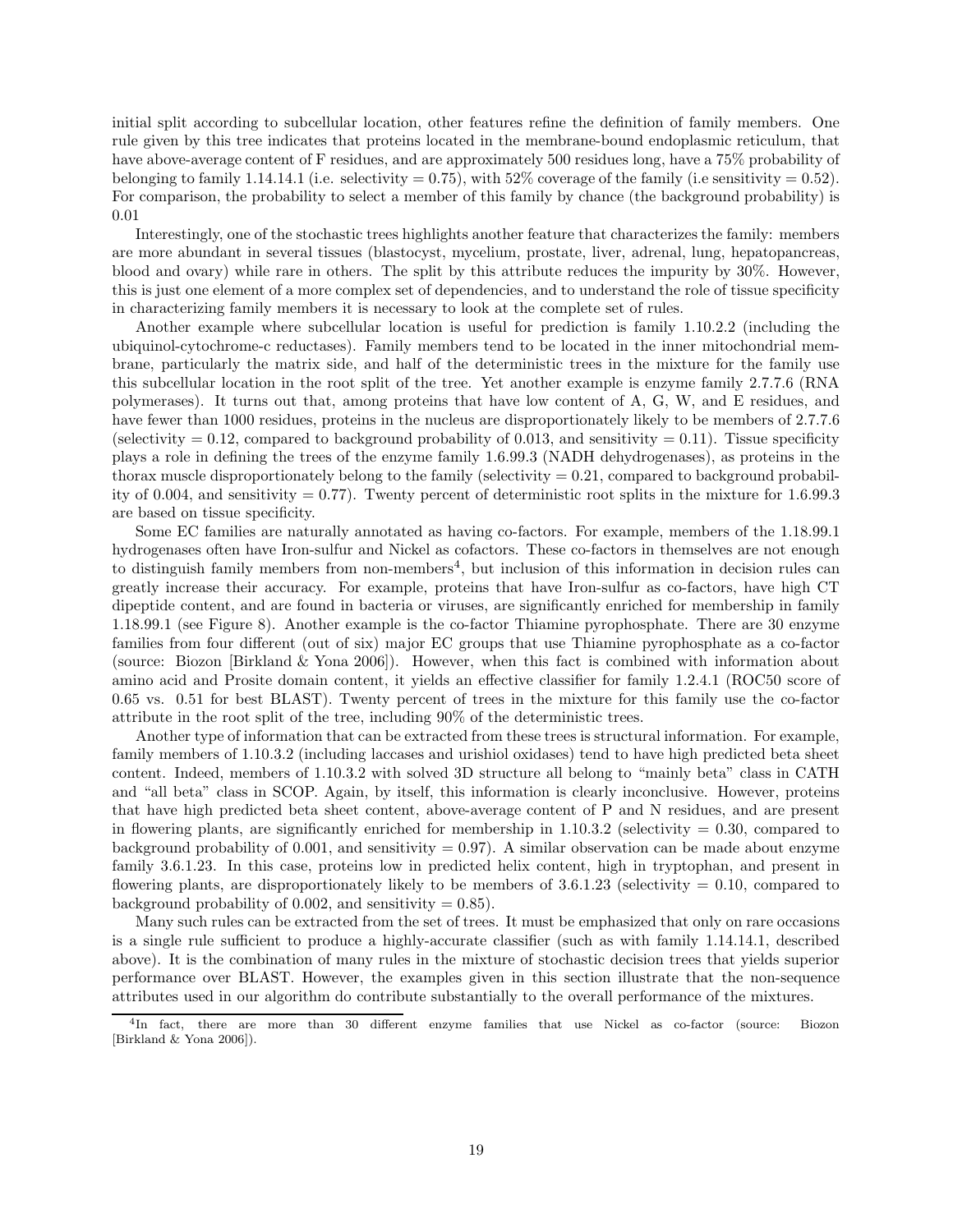initial split according to subcellular location, other features refine the definition of family members. One rule given by this tree indicates that proteins located in the membrane-bound endoplasmic reticulum, that have above-average content of F residues, and are approximately 500 residues long, have a 75% probability of belonging to family 1.14.14.1 (i.e. selectivity = 0.75), with 52% coverage of the family (i.e sensitivity = 0.52). For comparison, the probability to select a member of this family by chance (the background probability) is 0.01

Interestingly, one of the stochastic trees highlights another feature that characterizes the family: members are more abundant in several tissues (blastocyst, mycelium, prostate, liver, adrenal, lung, hepatopancreas, blood and ovary) while rare in others. The split by this attribute reduces the impurity by 30%. However, this is just one element of a more complex set of dependencies, and to understand the role of tissue specificity in characterizing family members it is necessary to look at the complete set of rules.

Another example where subcellular location is useful for prediction is family 1.10.2.2 (including the ubiquinol-cytochrome-c reductases). Family members tend to be located in the inner mitochondrial membrane, particularly the matrix side, and half of the deterministic trees in the mixture for the family use this subcellular location in the root split of the tree. Yet another example is enzyme family 2.7.7.6 (RNA polymerases). It turns out that, among proteins that have low content of A, G, W, and E residues, and have fewer than 1000 residues, proteins in the nucleus are disproportionately likely to be members of 2.7.7.6 (selectivity = 0.12, compared to background probability of 0.013, and sensitivity = 0.11). Tissue specificity plays a role in defining the trees of the enzyme family 1.6.99.3 (NADH dehydrogenases), as proteins in the thorax muscle disproportionately belong to the family (selectivity = 0.21, compared to background probability of 0.004, and sensitivity = 0.77). Twenty percent of deterministic root splits in the mixture for 1.6.99.3 are based on tissue specificity.

Some EC families are naturally annotated as having co-factors. For example, members of the 1.18.99.1 hydrogenases often have Iron-sulfur and Nickel as cofactors. These co-factors in themselves are not enough to distinguish family members from non-members[4], but inclusion of this information in decision rules can greatly increase their accuracy. For example, proteins that have Iron-sulfur as co-factors, have high CT dipeptide content, and are found in bacteria or viruses, are significantly enriched for membership in family 1.18.99.1 (see Figure 8). Another example is the co-factor Thiamine pyrophosphate. There are 30 enzyme families from four different (out of six) major EC groups that use Thiamine pyrophosphate as a co-factor (source: Biozon [Birkland & Yona 2006]). However, when this fact is combined with information about amino acid and Prosite domain content, it yields an effective classifier for family 1.2.4.1 (ROC50 score of 0.65 vs. 0.51 for best BLAST). Twenty percent of trees in the mixture for this family use the co-factor attribute in the root split of the tree, including 90% of the deterministic trees.

Another type of information that can be extracted from these trees is structural information. For example, family members of 1.10.3.2 (including laccases and urishiol oxidases) tend to have high predicted beta sheet content. Indeed, members of 1.10.3.2 with solved 3D structure all belong to "mainly beta" class in CATH and "all beta" class in SCOP. Again, by itself, this information is clearly inconclusive. However, proteins that have high predicted beta sheet content, above-average content of P and N residues, and are present in flowering plants, are significantly enriched for membership in 1.10.3.2 (selectivity = 0.30, compared to background probability of 0.001, and sensitivity = 0.97). A similar observation can be made about enzyme family 3.6.1.23. In this case, proteins low in predicted helix content, high in tryptophan, and present in flowering plants, are disproportionately likely to be members of 3.6.1.23 (selectivity = 0.10, compared to background probability of 0.002, and sensitivity = 0.85).

Many such rules can be extracted from the set of trees. It must be emphasized that only on rare occasions is a single rule sufficient to produce a highly-accurate classifier (such as with family 1.14.14.1, described above). It is the combination of many rules in the mixture of stochastic decision trees that yields superior performance over BLAST. However, the examples given in this section illustrate that the non-sequence attributes used in our algorithm do contribute substantially to the overall performance of the mixtures.

[4]In fact, there are more than 30 different enzyme families that use Nickel as co-factor (source: Biozon [Birkland & Yona 2006]).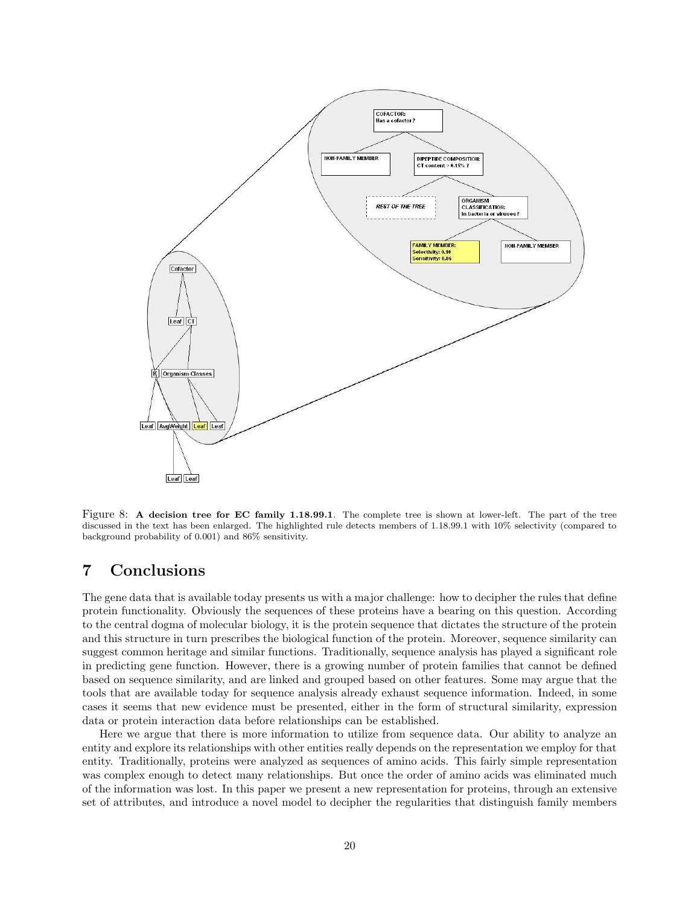Figure 8: **A decision tree for EC family 1.18.99.1**. The complete tree is shown at lower-left. The part of the tree discussed in the text has been enlarged. The highlighted rule detects members of 1.18.99.1 with 10% selectivity (compared to background probability of 0.001) and 86% sensitivity.

# 7 Conclusions

The gene data that is available today presents us with a major challenge: how to decipher the rules that define protein functionality. Obviously the sequences of these proteins have a bearing on this question. According to the central dogma of molecular biology, it is the protein sequence that dictates the structure of the protein and this structure in turn prescribes the biological function of the protein. Moreover, sequence similarity can suggest common heritage and similar functions. Traditionally, sequence analysis has played a significant role in predicting gene function. However, there is a growing number of protein families that cannot be defined based on sequence similarity, and are linked and grouped based on other features. Some may argue that the tools that are available today for sequence analysis already exhaust sequence information. Indeed, in some cases it seems that new evidence must be presented, either in the form of structural similarity, expression data or protein interaction data before relationships can be established.

Here we argue that there is more information to utilize from sequence data. Our ability to analyze an entity and explore its relationships with other entities really depends on the representation we employ for that entity. Traditionally, proteins were analyzed as sequences of amino acids. This fairly simple representation was complex enough to detect many relationships. But once the order of amino acids was eliminated much of the information was lost. In this paper we present a new representation for proteins, through an extensive set of attributes, and introduce a novel model to decipher the regularities that distinguish family members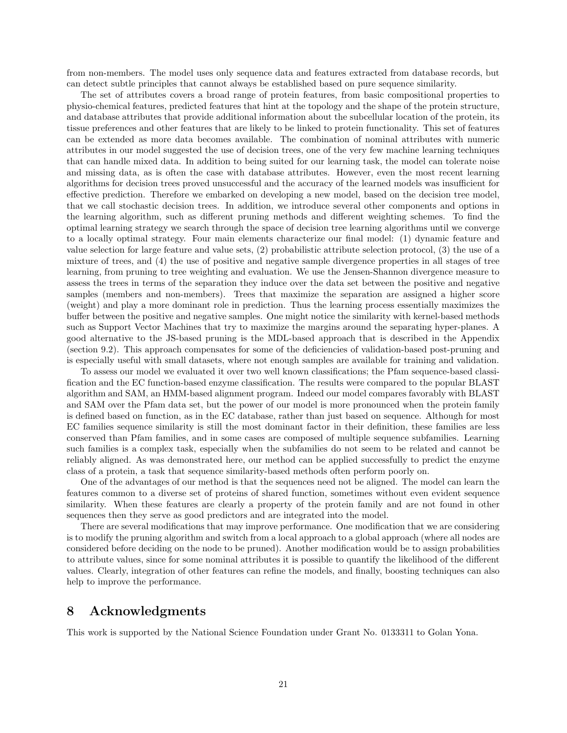from non-members. The model uses only sequence data and features extracted from database records, but can detect subtle principles that cannot always be established based on pure sequence similarity.

The set of attributes covers a broad range of protein features, from basic compositional properties to physio-chemical features, predicted features that hint at the topology and the shape of the protein structure, and database attributes that provide additional information about the subcellular location of the protein, its tissue preferences and other features that are likely to be linked to protein functionality. This set of features can be extended as more data becomes available. The combination of nominal attributes with numeric attributes in our model suggested the use of decision trees, one of the very few machine learning techniques that can handle mixed data. In addition to being suited for our learning task, the model can tolerate noise and missing data, as is often the case with database attributes. However, even the most recent learning algorithms for decision trees proved unsuccessful and the accuracy of the learned models was insufficient for effective prediction. Therefore we embarked on developing a new model, based on the decision tree model, that we call stochastic decision trees. In addition, we introduce several other components and options in the learning algorithm, such as different pruning methods and different weighting schemes. To find the optimal learning strategy we search through the space of decision tree learning algorithms until we converge to a locally optimal strategy. Four main elements characterize our final model: (1) dynamic feature and value selection for large feature and value sets, (2) probabilistic attribute selection protocol, (3) the use of a mixture of trees, and (4) the use of positive and negative sample divergence properties in all stages of tree learning, from pruning to tree weighting and evaluation. We use the Jensen-Shannon divergence measure to assess the trees in terms of the separation they induce over the data set between the positive and negative samples (members and non-members). Trees that maximize the separation are assigned a higher score (weight) and play a more dominant role in prediction. Thus the learning process essentially maximizes the buffer between the positive and negative samples. One might notice the similarity with kernel-based methods such as Support Vector Machines that try to maximize the margins around the separating hyper-planes. A good alternative to the JS-based pruning is the MDL-based approach that is described in the Appendix (section 9.2). This approach compensates for some of the deficiencies of validation-based post-pruning and is especially useful with small datasets, where not enough samples are available for training and validation.

To assess our model we evaluated it over two well known classifications; the Pfam sequence-based classification and the EC function-based enzyme classification. The results were compared to the popular BLAST algorithm and SAM, an HMM-based alignment program. Indeed our model compares favorably with BLAST and SAM over the Pfam data set, but the power of our model is more pronounced when the protein family is defined based on function, as in the EC database, rather than just based on sequence. Although for most EC families sequence similarity is still the most dominant factor in their definition, these families are less conserved than Pfam families, and in some cases are composed of multiple sequence subfamilies. Learning such families is a complex task, especially when the subfamilies do not seem to be related and cannot be reliably aligned. As was demonstrated here, our method can be applied successfully to predict the enzyme class of a protein, a task that sequence similarity-based methods often perform poorly on.

One of the advantages of our method is that the sequences need not be aligned. The model can learn the features common to a diverse set of proteins of shared function, sometimes without even evident sequence similarity. When these features are clearly a property of the protein family and are not found in other sequences then they serve as good predictors and are integrated into the model.

There are several modifications that may improve performance. One modification that we are considering is to modify the pruning algorithm and switch from a local approach to a global approach (where all nodes are considered before deciding on the node to be pruned). Another modification would be to assign probabilities to attribute values, since for some nominal attributes it is possible to quantify the likelihood of the different values. Clearly, integration of other features can refine the models, and finally, boosting techniques can also help to improve the performance.

# 8 Acknowledgments

This work is supported by the National Science Foundation under Grant No. 0133311 to Golan Yona.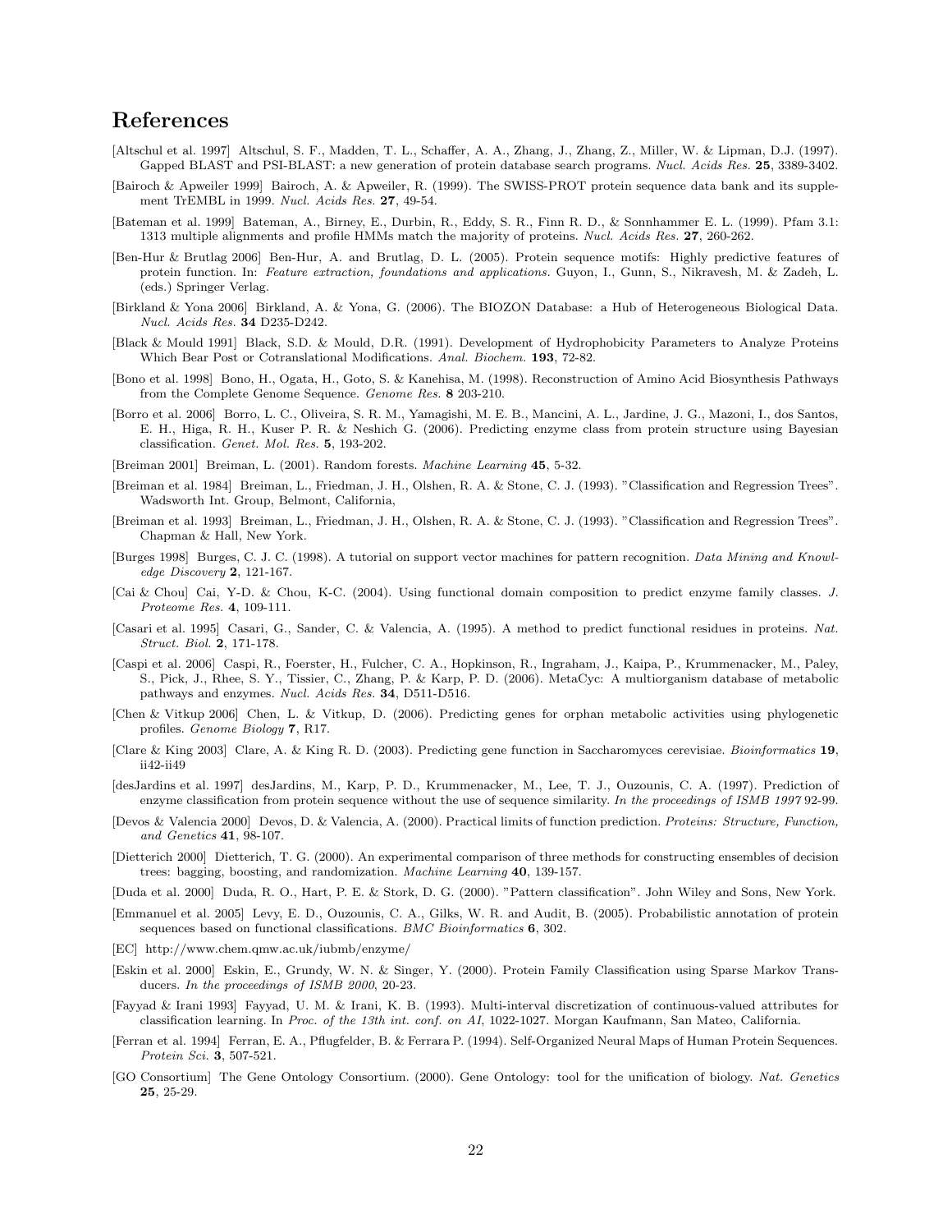# References

[Altschul et al. 1997] Altschul, S. F., Madden, T. L., Schaffer, A. A., Zhang, J., Zhang, Z., Miller, W. & Lipman, D.J. (1997). Gapped BLAST and PSI-BLAST: a new generation of protein database search programs. *Nucl. Acids Res.* **25**, 3389-3402.

[Bairoch & Apweiler 1999] Bairoch, A. & Apweiler, R. (1999). The SWISS-PROT protein sequence data bank and its supplement TrEMBL in 1999. *Nucl. Acids Res.* **27**, 49-54.

[Bateman et al. 1999] Bateman, A., Birney, E., Durbin, R., Eddy, S. R., Finn R. D., & Sonnhammer E. L. (1999). Pfam 3.1: 1313 multiple alignments and profile HMMs match the majority of proteins. *Nucl. Acids Res.* **27**, 260-262.

[Ben-Hur & Brutlag 2006] Ben-Hur, A. and Brutlag, D. L. (2005). Protein sequence motifs: Highly predictive features of protein function. In: *Feature extraction, foundations and applications.* Guyon, I., Gunn, S., Nikravesh, M. & Zadeh, L. (eds.) Springer Verlag.

[Birkland & Yona 2006] Birkland, A. & Yona, G. (2006). The BIOZON Database: a Hub of Heterogeneous Biological Data. *Nucl. Acids Res.* **34** D235-D242.

[Black & Mould 1991] Black, S.D. & Mould, D.R. (1991). Development of Hydrophobicity Parameters to Analyze Proteins Which Bear Post or Cotranslational Modifications. *Anal. Biochem.* **193**, 72-82.

[Bono et al. 1998] Bono, H., Ogata, H., Goto, S. & Kanehisa, M. (1998). Reconstruction of Amino Acid Biosynthesis Pathways from the Complete Genome Sequence. *Genome Res.* **8** 203-210.

[Borro et al. 2006] Borro, L. C., Oliveira, S. R. M., Yamagishi, M. E. B., Mancini, A. L., Jardine, J. G., Mazoni, I., dos Santos, E. H., Higa, R. H., Kuser P. R. & Neshich G. (2006). Predicting enzyme class from protein structure using Bayesian classification. *Genet. Mol. Res.* **5**, 193-202.

[Breiman 2001] Breiman, L. (2001). Random forests. *Machine Learning* **45**, 5-32.

[Breiman et al. 1984] Breiman, L., Friedman, J. H., Olshen, R. A. & Stone, C. J. (1993). "Classification and Regression Trees". Wadsworth Int. Group, Belmont, California,

[Breiman et al. 1993] Breiman, L., Friedman, J. H., Olshen, R. A. & Stone, C. J. (1993). "Classification and Regression Trees". Chapman & Hall, New York.

[Burges 1998] Burges, C. J. C. (1998). A tutorial on support vector machines for pattern recognition. *Data Mining and Knowledge Discovery* **2**, 121-167.

[Cai & Chou] Cai, Y-D. & Chou, K-C. (2004). Using functional domain composition to predict enzyme family classes. *J. Proteome Res.* **4**, 109-111.

[Casari et al. 1995] Casari, G., Sander, C. & Valencia, A. (1995). A method to predict functional residues in proteins. *Nat. Struct. Biol.* **2**, 171-178.

[Caspi et al. 2006] Caspi, R., Foerster, H., Fulcher, C. A., Hopkinson, R., Ingraham, J., Kaipa, P., Krummenacker, M., Paley, S., Pick, J., Rhee, S. Y., Tissier, C., Zhang, P. & Karp, P. D. (2006). MetaCyc: A multiorganism database of metabolic pathways and enzymes. *Nucl. Acids Res.* **34**, D511-D516.

[Chen & Vitkup 2006] Chen, L. & Vitkup, D. (2006). Predicting genes for orphan metabolic activities using phylogenetic profiles. *Genome Biology* **7**, R17.

[Clare & King 2003] Clare, A. & King R. D. (2003). Predicting gene function in Saccharomyces cerevisiae. *Bioinformatics* **19**, ii42-ii49

[desJardins et al. 1997] desJardins, M., Karp, P. D., Krummenacker, M., Lee, T. J., Ouzounis, C. A. (1997). Prediction of enzyme classification from protein sequence without the use of sequence similarity. *In the proceedings of ISMB 1997* 92-99.

[Devos & Valencia 2000] Devos, D. & Valencia, A. (2000). Practical limits of function prediction. *Proteins: Structure, Function, and Genetics* **41**, 98-107.

[Dietterich 2000] Dietterich, T. G. (2000). An experimental comparison of three methods for constructing ensembles of decision trees: bagging, boosting, and randomization. *Machine Learning* **40**, 139-157.

[Duda et al. 2000] Duda, R. O., Hart, P. E. & Stork, D. G. (2000). "Pattern classification". John Wiley and Sons, New York.

[Emmanuel et al. 2005] Levy, E. D., Ouzounis, C. A., Gilks, W. R. and Audit, B. (2005). Probabilistic annotation of protein sequences based on functional classifications. *BMC Bioinformatics* **6**, 302.

[EC] http://www.chem.qmw.ac.uk/iubmb/enzyme/

[Eskin et al. 2000] Eskin, E., Grundy, W. N. & Singer, Y. (2000). Protein Family Classification using Sparse Markov Transducers. *In the proceedings of ISMB 2000*, 20-23.

[Fayyad & Irani 1993] Fayyad, U. M. & Irani, K. B. (1993). Multi-interval discretization of continuous-valued attributes for classification learning. In *Proc. of the 13th int. conf. on AI*, 1022-1027. Morgan Kaufmann, San Mateo, California.

[Ferran et al. 1994] Ferran, E. A., Pflugfelder, B. & Ferrara P. (1994). Self-Organized Neural Maps of Human Protein Sequences. *Protein Sci.* **3**, 507-521.

[GO Consortium] The Gene Ontology Consortium. (2000). Gene Ontology: tool for the unification of biology. *Nat. Genetics* **25**, 25-29.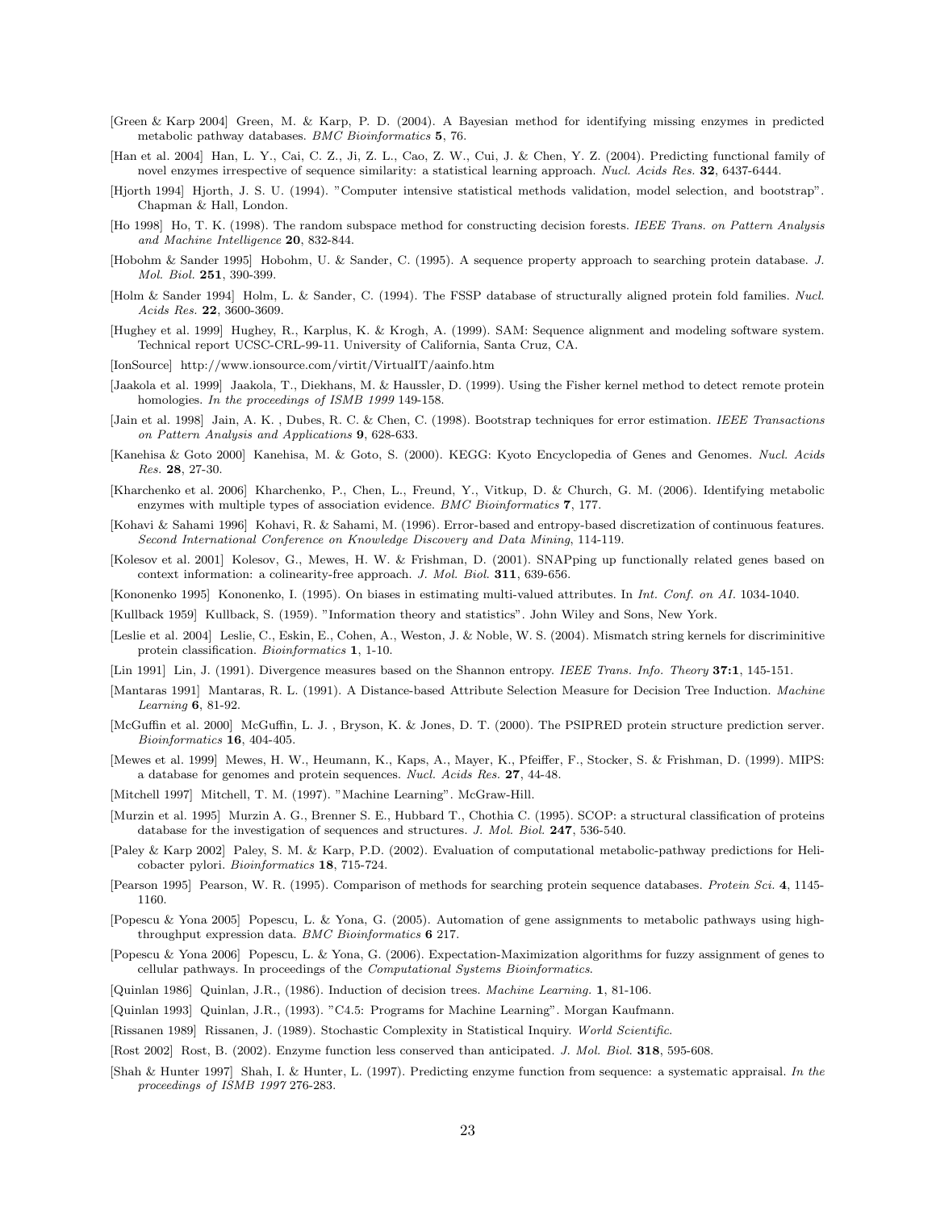[Green & Karp 2004] Green, M. & Karp, P. D. (2004). A Bayesian method for identifying missing enzymes in predicted metabolic pathway databases. *BMC Bioinformatics* **5**, 76.

[Han et al. 2004] Han, L. Y., Cai, C. Z., Ji, Z. L., Cao, Z. W., Cui, J. & Chen, Y. Z. (2004). Predicting functional family of novel enzymes irrespective of sequence similarity: a statistical learning approach. *Nucl. Acids Res.* **32**, 6437-6444.

[Hjorth 1994] Hjorth, J. S. U. (1994). "Computer intensive statistical methods validation, model selection, and bootstrap". Chapman & Hall, London.

[Ho 1998] Ho, T. K. (1998). The random subspace method for constructing decision forests. *IEEE Trans. on Pattern Analysis and Machine Intelligence* **20**, 832-844.

[Hobohm & Sander 1995] Hobohm, U. & Sander, C. (1995). A sequence property approach to searching protein database. *J. Mol. Biol.* **251**, 390-399.

[Holm & Sander 1994] Holm, L. & Sander, C. (1994). The FSSP database of structurally aligned protein fold families. *Nucl. Acids Res.* **22**, 3600-3609.

[Hughey et al. 1999] Hughey, R., Karplus, K. & Krogh, A. (1999). SAM: Sequence alignment and modeling software system. Technical report UCSC-CRL-99-11. University of California, Santa Cruz, CA.

[IonSource] http://www.ionsource.com/virtit/VirtualIT/aainfo.htm

[Jaakola et al. 1999] Jaakola, T., Diekhans, M. & Haussler, D. (1999). Using the Fisher kernel method to detect remote protein homologies. *In the proceedings of ISMB 1999* 149-158.

[Jain et al. 1998] Jain, A. K. , Dubes, R. C. & Chen, C. (1998). Bootstrap techniques for error estimation. *IEEE Transactions on Pattern Analysis and Applications* **9**, 628-633.

[Kanehisa & Goto 2000] Kanehisa, M. & Goto, S. (2000). KEGG: Kyoto Encyclopedia of Genes and Genomes. *Nucl. Acids Res.* **28**, 27-30.

[Kharchenko et al. 2006] Kharchenko, P., Chen, L., Freund, Y., Vitkup, D. & Church, G. M. (2006). Identifying metabolic enzymes with multiple types of association evidence. *BMC Bioinformatics* **7**, 177.

[Kohavi & Sahami 1996] Kohavi, R. & Sahami, M. (1996). Error-based and entropy-based discretization of continuous features. *Second International Conference on Knowledge Discovery and Data Mining*, 114-119.

[Kolesov et al. 2001] Kolesov, G., Mewes, H. W. & Frishman, D. (2001). SNAPping up functionally related genes based on context information: a colinearity-free approach. *J. Mol. Biol.* **311**, 639-656.

[Kononenko 1995] Kononenko, I. (1995). On biases in estimating multi-valued attributes. In *Int. Conf. on AI.* 1034-1040.

[Kullback 1959] Kullback, S. (1959). "Information theory and statistics". John Wiley and Sons, New York.

[Leslie et al. 2004] Leslie, C., Eskin, E., Cohen, A., Weston, J. & Noble, W. S. (2004). Mismatch string kernels for discriminitive protein classification. *Bioinformatics* **1**, 1-10.

[Lin 1991] Lin, J. (1991). Divergence measures based on the Shannon entropy. *IEEE Trans. Info. Theory* **37:1**, 145-151.

[Mantaras 1991] Mantaras, R. L. (1991). A Distance-based Attribute Selection Measure for Decision Tree Induction. *Machine Learning* **6**, 81-92.

[McGuffin et al. 2000] McGuffin, L. J. , Bryson, K. & Jones, D. T. (2000). The PSIPRED protein structure prediction server. *Bioinformatics* **16**, 404-405.

[Mewes et al. 1999] Mewes, H. W., Heumann, K., Kaps, A., Mayer, K., Pfeiffer, F., Stocker, S. & Frishman, D. (1999). MIPS: a database for genomes and protein sequences. *Nucl. Acids Res.* **27**, 44-48.

[Mitchell 1997] Mitchell, T. M. (1997). "Machine Learning". McGraw-Hill.

[Murzin et al. 1995] Murzin A. G., Brenner S. E., Hubbard T., Chothia C. (1995). SCOP: a structural classification of proteins database for the investigation of sequences and structures. *J. Mol. Biol.* **247**, 536-540.

[Paley & Karp 2002] Paley, S. M. & Karp, P.D. (2002). Evaluation of computational metabolic-pathway predictions for Helicobacter pylori. *Bioinformatics* **18**, 715-724.

[Pearson 1995] Pearson, W. R. (1995). Comparison of methods for searching protein sequence databases. *Protein Sci.* **4**, 1145-1160.

[Popescu & Yona 2005] Popescu, L. & Yona, G. (2005). Automation of gene assignments to metabolic pathways using high-throughput expression data. *BMC Bioinformatics* **6** 217.

[Popescu & Yona 2006] Popescu, L. & Yona, G. (2006). Expectation-Maximization algorithms for fuzzy assignment of genes to cellular pathways. In proceedings of the *Computational Systems Bioinformatics*.

[Quinlan 1986] Quinlan, J.R., (1986). Induction of decision trees. *Machine Learning.* **1**, 81-106.

[Quinlan 1993] Quinlan, J.R., (1993). "C4.5: Programs for Machine Learning". Morgan Kaufmann.

[Rissanen 1989] Rissanen, J. (1989). Stochastic Complexity in Statistical Inquiry. *World Scientific*.

[Rost 2002] Rost, B. (2002). Enzyme function less conserved than anticipated. *J. Mol. Biol.* **318**, 595-608.

[Shah & Hunter 1997] Shah, I. & Hunter, L. (1997). Predicting enzyme function from sequence: a systematic appraisal. *In the proceedings of ISMB 1997* 276-283.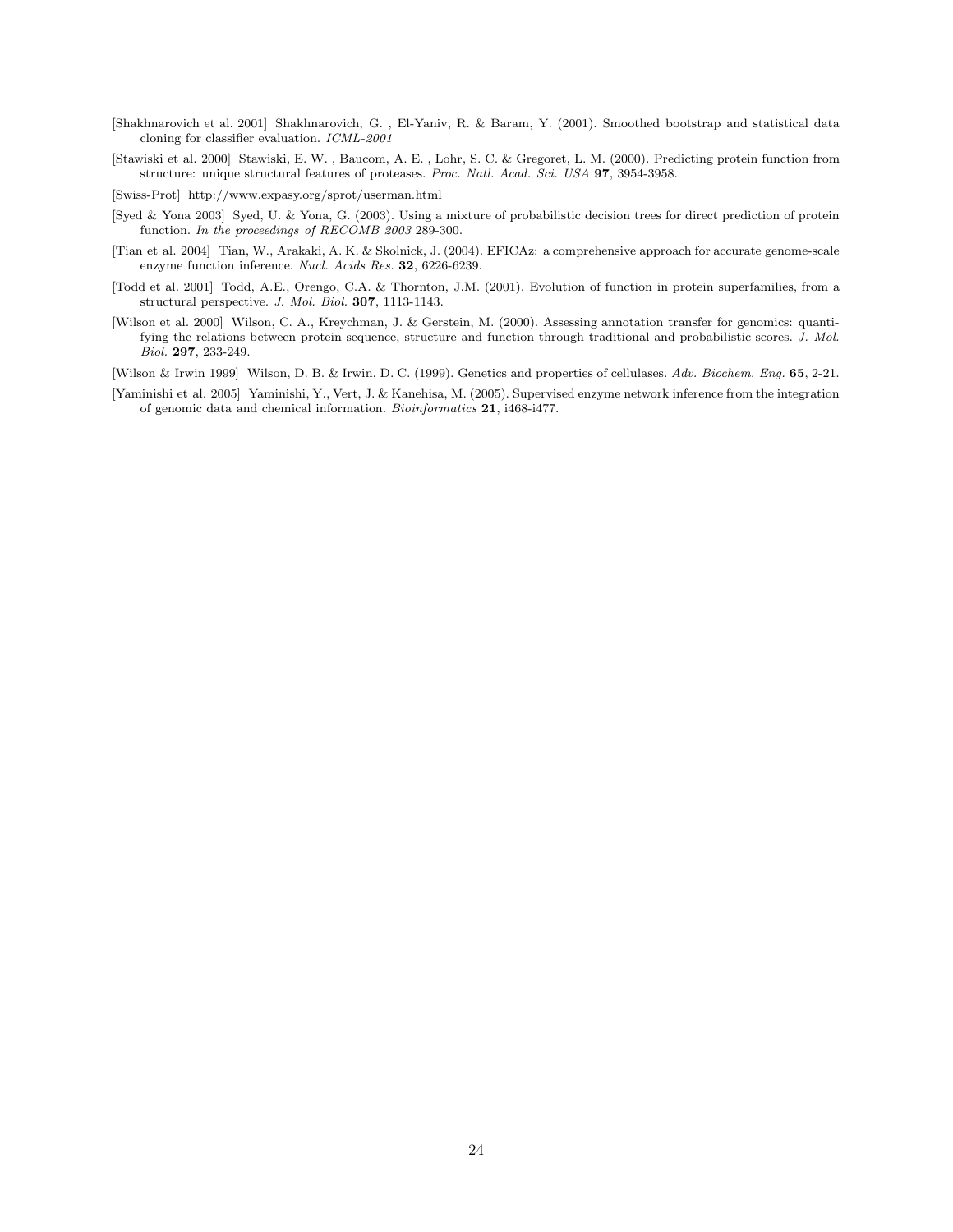[Shakhnarovich et al. 2001] Shakhnarovich, G. , El-Yaniv, R. & Baram, Y. (2001). Smoothed bootstrap and statistical data cloning for classifier evaluation. *ICML-2001*

[Stawiski et al. 2000] Stawiski, E. W. , Baucom, A. E. , Lohr, S. C. & Gregoret, L. M. (2000). Predicting protein function from structure: unique structural features of proteases. *Proc. Natl. Acad. Sci. USA* **97**, 3954-3958.

[Swiss-Prot] http://www.expasy.org/sprot/userman.html

[Syed & Yona 2003] Syed, U. & Yona, G. (2003). Using a mixture of probabilistic decision trees for direct prediction of protein function. *In the proceedings of RECOMB 2003* 289-300.

[Tian et al. 2004] Tian, W., Arakaki, A. K. & Skolnick, J. (2004). EFICAz: a comprehensive approach for accurate genome-scale enzyme function inference. *Nucl. Acids Res.* **32**, 6226-6239.

[Todd et al. 2001] Todd, A.E., Orengo, C.A. & Thornton, J.M. (2001). Evolution of function in protein superfamilies, from a structural perspective. *J. Mol. Biol.* **307**, 1113-1143.

[Wilson et al. 2000] Wilson, C. A., Kreychman, J. & Gerstein, M. (2000). Assessing annotation transfer for genomics: quantifying the relations between protein sequence, structure and function through traditional and probabilistic scores. *J. Mol. Biol.* **297**, 233-249.

[Wilson & Irwin 1999] Wilson, D. B. & Irwin, D. C. (1999). Genetics and properties of cellulases. *Adv. Biochem. Eng.* **65**, 2-21.

[Yaminishi et al. 2005] Yaminishi, Y., Vert, J. & Kanehisa, M. (2005). Supervised enzyme network inference from the integration of genomic data and chemical information. *Bioinformatics* **21**, i468-i477.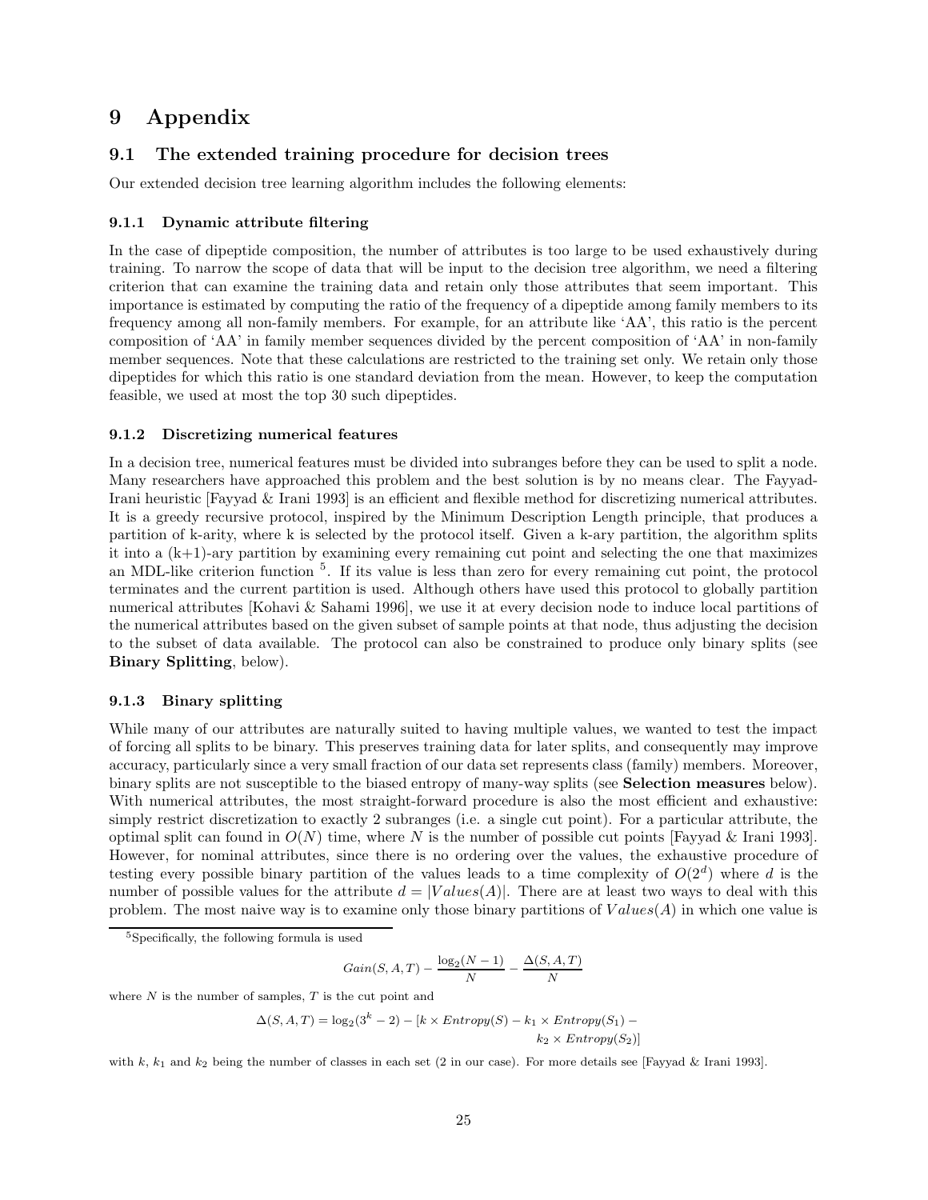# 9 Appendix

## 9.1 The extended training procedure for decision trees

Our extended decision tree learning algorithm includes the following elements:

### 9.1.1 Dynamic attribute filtering

In the case of dipeptide composition, the number of attributes is too large to be used exhaustively during training. To narrow the scope of data that will be input to the decision tree algorithm, we need a filtering criterion that can examine the training data and retain only those attributes that seem important. This importance is estimated by computing the ratio of the frequency of a dipeptide among family members to its frequency among all non-family members. For example, for an attribute like 'AA', this ratio is the percent composition of 'AA' in family member sequences divided by the percent composition of 'AA' in non-family member sequences. Note that these calculations are restricted to the training set only. We retain only those dipeptides for which this ratio is one standard deviation from the mean. However, to keep the computation feasible, we used at most the top 30 such dipeptides.

### 9.1.2 Discretizing numerical features

In a decision tree, numerical features must be divided into subranges before they can be used to split a node. Many researchers have approached this problem and the best solution is by no means clear. The Fayyad-Irani heuristic [Fayyad & Irani 1993] is an efficient and flexible method for discretizing numerical attributes. It is a greedy recursive protocol, inspired by the Minimum Description Length principle, that produces a partition of k-arity, where k is selected by the protocol itself. Given a k-ary partition, the algorithm splits it into a (k+1)-ary partition by examining every remaining cut point and selecting the one that maximizes an MDL-like criterion function [5]. If its value is less than zero for every remaining cut point, the protocol terminates and the current partition is used. Although others have used this protocol to globally partition numerical attributes [Kohavi & Sahami 1996], we use it at every decision node to induce local partitions of the numerical attributes based on the given subset of sample points at that node, thus adjusting the decision to the subset of data available. The protocol can also be constrained to produce only binary splits (see **Binary Splitting**, below).

### 9.1.3 Binary splitting

While many of our attributes are naturally suited to having multiple values, we wanted to test the impact of forcing all splits to be binary. This preserves training data for later splits, and consequently may improve accuracy, particularly since a very small fraction of our data set represents class (family) members. Moreover, binary splits are not susceptible to the biased entropy of many-way splits (see **Selection measures** below). With numerical attributes, the most straight-forward procedure is also the most efficient and exhaustive: simply restrict discretization to exactly 2 subranges (i.e. a single cut point). For a particular attribute, the optimal split can found in $O(N)$ time, where $N$ is the number of possible cut points [Fayyad & Irani 1993]. However, for nominal attributes, since there is no ordering over the values, the exhaustive procedure of testing every possible binary partition of the values leads to a time complexity of $O(2^d)$ where $d$ is the number of possible values for the attribute $d = |Values(A)|$. There are at least two ways to deal with this problem. The most naive way is to examine only those binary partitions of $Values(A)$ in which one value is

---

[5] Specifically, the following formula is used

$$Gain(S, A, T) - \frac{\log_2(N-1)}{N} - \frac{\Delta(S, A, T)}{N}$$

where $N$ is the number of samples, $T$ is the cut point and

$$\Delta(S, A, T) = \log_2(3^k - 2) - [k \times Entropy(S) - k_1 \times Entropy(S_1) - k_2 \times Entropy(S_2)]$$

with $k$, $k_1$ and $k_2$ being the number of classes in each set (2 in our case). For more details see [Fayyad & Irani 1993].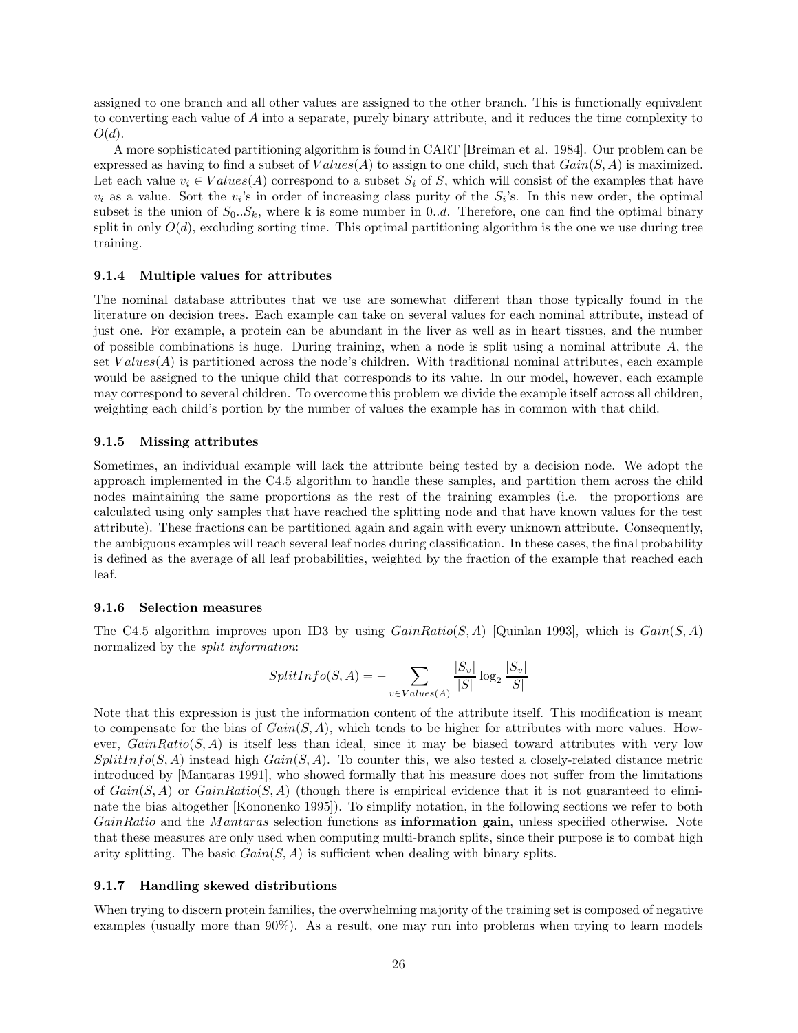assigned to one branch and all other values are assigned to the other branch. This is functionally equivalent to converting each value of $A$ into a separate, purely binary attribute, and it reduces the time complexity to $O(d)$.

A more sophisticated partitioning algorithm is found in CART [Breiman et al. 1984]. Our problem can be expressed as having to find a subset of $Values(A)$ to assign to one child, such that $Gain(S, A)$ is maximized. Let each value $v_i \in Values(A)$ correspond to a subset $S_i$ of $S$, which will consist of the examples that have $v_i$ as a value. Sort the $v_i$'s in order of increasing class purity of the $S_i$'s. In this new order, the optimal subset is the union of $S_0..S_k$, where k is some number in $0..d$. Therefore, one can find the optimal binary split in only $O(d)$, excluding sorting time. This optimal partitioning algorithm is the one we use during tree training.

### 9.1.4 Multiple values for attributes

The nominal database attributes that we use are somewhat different than those typically found in the literature on decision trees. Each example can take on several values for each nominal attribute, instead of just one. For example, a protein can be abundant in the liver as well as in heart tissues, and the number of possible combinations is huge. During training, when a node is split using a nominal attribute $A$, the set $Values(A)$ is partitioned across the node's children. With traditional nominal attributes, each example would be assigned to the unique child that corresponds to its value. In our model, however, each example may correspond to several children. To overcome this problem we divide the example itself across all children, weighting each child's portion by the number of values the example has in common with that child.

### 9.1.5 Missing attributes

Sometimes, an individual example will lack the attribute being tested by a decision node. We adopt the approach implemented in the C4.5 algorithm to handle these samples, and partition them across the child nodes maintaining the same proportions as the rest of the training examples (i.e. the proportions are calculated using only samples that have reached the splitting node and that have known values for the test attribute). These fractions can be partitioned again and again with every unknown attribute. Consequently, the ambiguous examples will reach several leaf nodes during classification. In these cases, the final probability is defined as the average of all leaf probabilities, weighted by the fraction of the example that reached each leaf.

### 9.1.6 Selection measures

The C4.5 algorithm improves upon ID3 by using $GainRatio(S, A)$ [Quinlan 1993], which is $Gain(S, A)$ normalized by the *split information*:

$$SplitInfo(S, A) = - \sum_{v \in Values(A)} \frac{|S_v|}{|S|} \log_2 \frac{|S_v|}{|S|}$$

Note that this expression is just the information content of the attribute itself. This modification is meant to compensate for the bias of $Gain(S, A)$, which tends to be higher for attributes with more values. However, $GainRatio(S, A)$ is itself less than ideal, since it may be biased toward attributes with very low $SplitInfo(S, A)$ instead high $Gain(S, A)$. To counter this, we also tested a closely-related distance metric introduced by [Mantaras 1991], who showed formally that his measure does not suffer from the limitations of $Gain(S, A)$ or $GainRatio(S, A)$ (though there is empirical evidence that it is not guaranteed to eliminate the bias altogether [Kononenko 1995]). To simplify notation, in the following sections we refer to both *GainRatio* and the *Mantaras* selection functions as **information gain**, unless specified otherwise. Note that these measures are only used when computing multi-branch splits, since their purpose is to combat high arity splitting. The basic $Gain(S, A)$ is sufficient when dealing with binary splits.

### 9.1.7 Handling skewed distributions

When trying to discern protein families, the overwhelming majority of the training set is composed of negative examples (usually more than 90%). As a result, one may run into problems when trying to learn models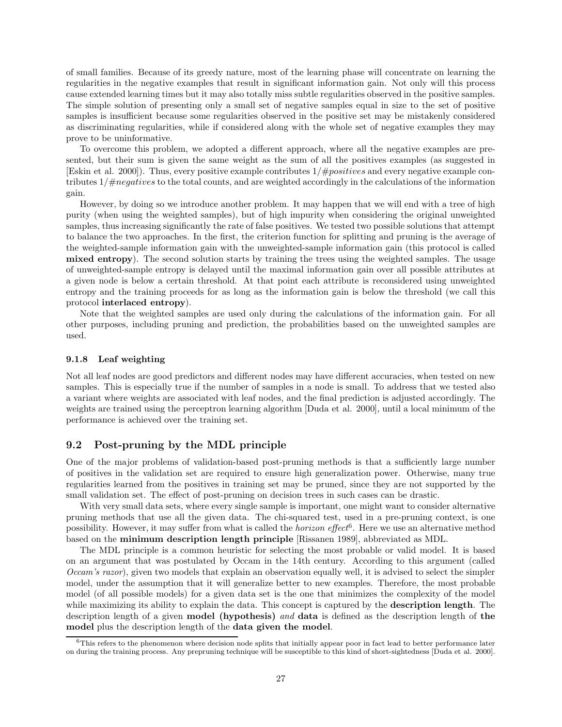of small families. Because of its greedy nature, most of the learning phase will concentrate on learning the regularities in the negative examples that result in significant information gain. Not only will this process cause extended learning times but it may also totally miss subtle regularities observed in the positive samples. The simple solution of presenting only a small set of negative samples equal in size to the set of positive samples is insufficient because some regularities observed in the positive set may be mistakenly considered as discriminating regularities, while if considered along with the whole set of negative examples they may prove to be uninformative.

To overcome this problem, we adopted a different approach, where all the negative examples are presented, but their sum is given the same weight as the sum of all the positives examples (as suggested in [Eskin et al. 2000]). Thus, every positive example contributes $1/\#positives$ and every negative example contributes $1/\#negatives$ to the total counts, and are weighted accordingly in the calculations of the information gain.

However, by doing so we introduce another problem. It may happen that we will end with a tree of high purity (when using the weighted samples), but of high impurity when considering the original unweighted samples, thus increasing significantly the rate of false positives. We tested two possible solutions that attempt to balance the two approaches. In the first, the criterion function for splitting and pruning is the average of the weighted-sample information gain with the unweighted-sample information gain (this protocol is called **mixed entropy**). The second solution starts by training the trees using the weighted samples. The usage of unweighted-sample entropy is delayed until the maximal information gain over all possible attributes at a given node is below a certain threshold. At that point each attribute is reconsidered using unweighted entropy and the training proceeds for as long as the information gain is below the threshold (we call this protocol **interlaced entropy**).

Note that the weighted samples are used only during the calculations of the information gain. For all other purposes, including pruning and prediction, the probabilities based on the unweighted samples are used.

#### 9.1.8 Leaf weighting

Not all leaf nodes are good predictors and different nodes may have different accuracies, when tested on new samples. This is especially true if the number of samples in a node is small. To address that we tested also a variant where weights are associated with leaf nodes, and the final prediction is adjusted accordingly. The weights are trained using the perceptron learning algorithm [Duda et al. 2000], until a local minimum of the performance is achieved over the training set.

### 9.2 Post-pruning by the MDL principle

One of the major problems of validation-based post-pruning methods is that a sufficiently large number of positives in the validation set are required to ensure high generalization power. Otherwise, many true regularities learned from the positives in training set may be pruned, since they are not supported by the small validation set. The effect of post-pruning on decision trees in such cases can be drastic.

With very small data sets, where every single sample is important, one might want to consider alternative pruning methods that use all the given data. The chi-squared test, used in a pre-pruning context, is one possibility. However, it may suffer from what is called the *horizon effect*[6]. Here we use an alternative method based on the **minimum description length principle** [Rissanen 1989], abbreviated as MDL.

The MDL principle is a common heuristic for selecting the most probable or valid model. It is based on an argument that was postulated by Occam in the 14th century. According to this argument (called *Occam's razor*), given two models that explain an observation equally well, it is advised to select the simpler model, under the assumption that it will generalize better to new examples. Therefore, the most probable model (of all possible models) for a given data set is the one that minimizes the complexity of the model while maximizing its ability to explain the data. This concept is captured by the **description length**. The description length of a given **model (hypothesis)** *and* **data** is defined as the description length of **the model** plus the description length of the **data given the model**.

[6] This refers to the phenomenon where decision node splits that initially appear poor in fact lead to better performance later on during the training process. Any prepruning technique will be susceptible to this kind of short-sightedness [Duda et al. 2000].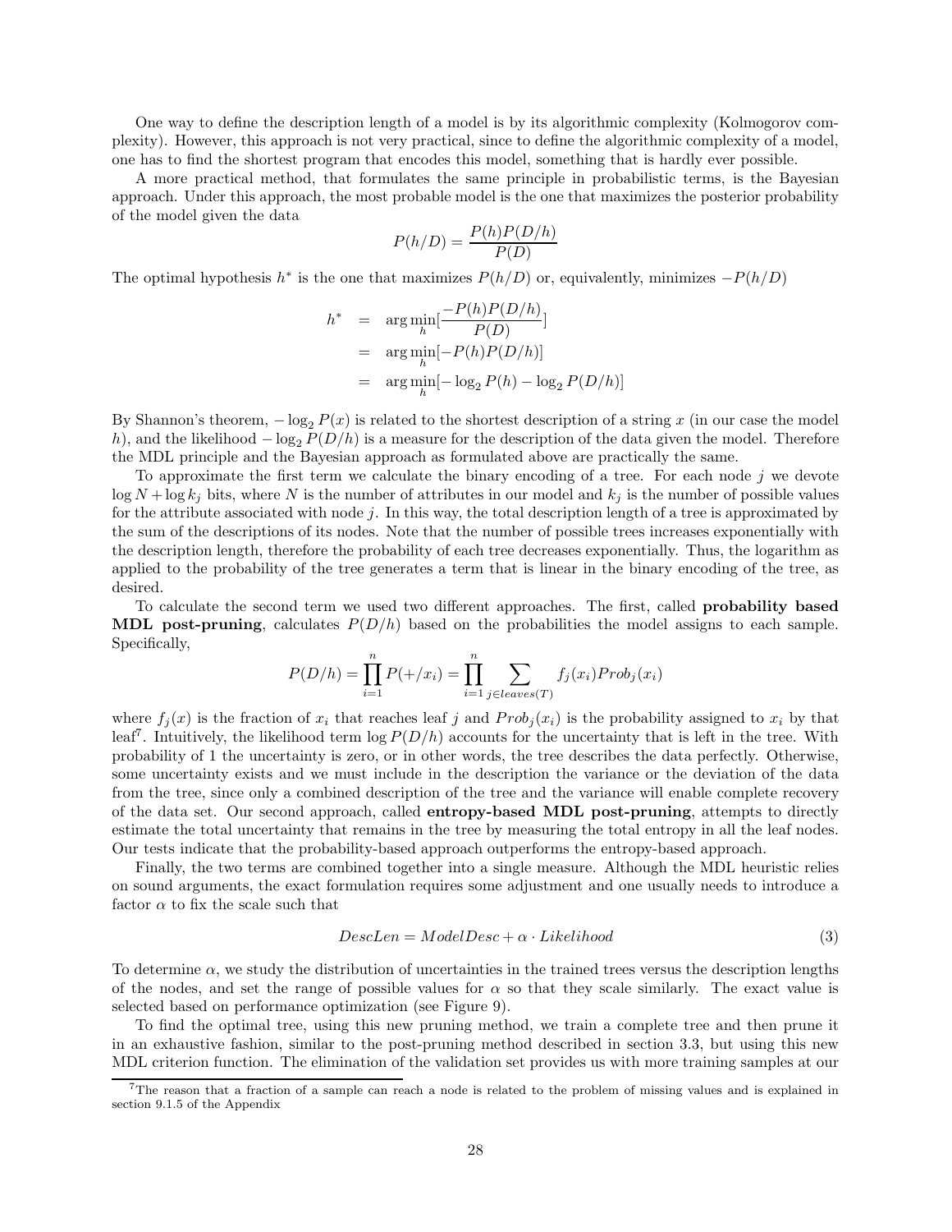One way to define the description length of a model is by its algorithmic complexity (Kolmogorov complexity). However, this approach is not very practical, since to define the algorithmic complexity of a model, one has to find the shortest program that encodes this model, something that is hardly ever possible.

A more practical method, that formulates the same principle in probabilistic terms, is the Bayesian approach. Under this approach, the most probable model is the one that maximizes the posterior probability of the model given the data

$$P(h/D) = \frac{P(h)P(D/h)}{P(D)}$$

The optimal hypothesis $h^*$ is the one that maximizes $P(h/D)$ or, equivalently, minimizes $-P(h/D)$

$$\begin{aligned}
h^* &= \arg\min_h [\frac{-P(h)P(D/h)}{P(D)}] \\
&= \arg\min_h [-P(h)P(D/h)] \\
&= \arg\min_h [-\log_2 P(h) - \log_2 P(D/h)]
\end{aligned}$$

By Shannon's theorem, $-\log_2 P(x)$ is related to the shortest description of a string $x$ (in our case the model $h$), and the likelihood $-\log_2 P(D/h)$ is a measure for the description of the data given the model. Therefore the MDL principle and the Bayesian approach as formulated above are practically the same.

To approximate the first term we calculate the binary encoding of a tree. For each node $j$ we devote $\log N + \log k_j$ bits, where $N$ is the number of attributes in our model and $k_j$ is the number of possible values for the attribute associated with node $j$. In this way, the total description length of a tree is approximated by the sum of the descriptions of its nodes. Note that the number of possible trees increases exponentially with the description length, therefore the probability of each tree decreases exponentially. Thus, the logarithm as applied to the probability of the tree generates a term that is linear in the binary encoding of the tree, as desired.

To calculate the second term we used two different approaches. The first, called **probability based MDL post-pruning**, calculates $P(D/h)$ based on the probabilities the model assigns to each sample. Specifically,

$$P(D/h) = \prod_{i=1}^{n} P(+/x_i) = \prod_{i=1}^{n} \sum_{j \in leaves(T)} f_j(x_i) Prob_j(x_i)$$

where $f_j(x)$ is the fraction of $x_i$ that reaches leaf $j$ and $Prob_j(x_i)$ is the probability assigned to $x_i$ by that leaf[7]. Intuitively, the likelihood term $\log P(D/h)$ accounts for the uncertainty that is left in the tree. With probability of 1 the uncertainty is zero, or in other words, the tree describes the data perfectly. Otherwise, some uncertainty exists and we must include in the description the variance or the deviation of the data from the tree, since only a combined description of the tree and the variance will enable complete recovery of the data set. Our second approach, called **entropy-based MDL post-pruning**, attempts to directly estimate the total uncertainty that remains in the tree by measuring the total entropy in all the leaf nodes. Our tests indicate that the probability-based approach outperforms the entropy-based approach.

Finally, the two terms are combined together into a single measure. Although the MDL heuristic relies on sound arguments, the exact formulation requires some adjustment and one usually needs to introduce a factor $\alpha$ to fix the scale such that

$$DescLen = ModelDesc + \alpha \cdot Likelihood \tag{3}$$

To determine $\alpha$, we study the distribution of uncertainties in the trained trees versus the description lengths of the nodes, and set the range of possible values for $\alpha$ so that they scale similarly. The exact value is selected based on performance optimization (see Figure 9).

To find the optimal tree, using this new pruning method, we train a complete tree and then prune it in an exhaustive fashion, similar to the post-pruning method described in section 3.3, but using this new MDL criterion function. The elimination of the validation set provides us with more training samples at our

[7] The reason that a fraction of a sample can reach a node is related to the problem of missing values and is explained in section 9.1.5 of the Appendix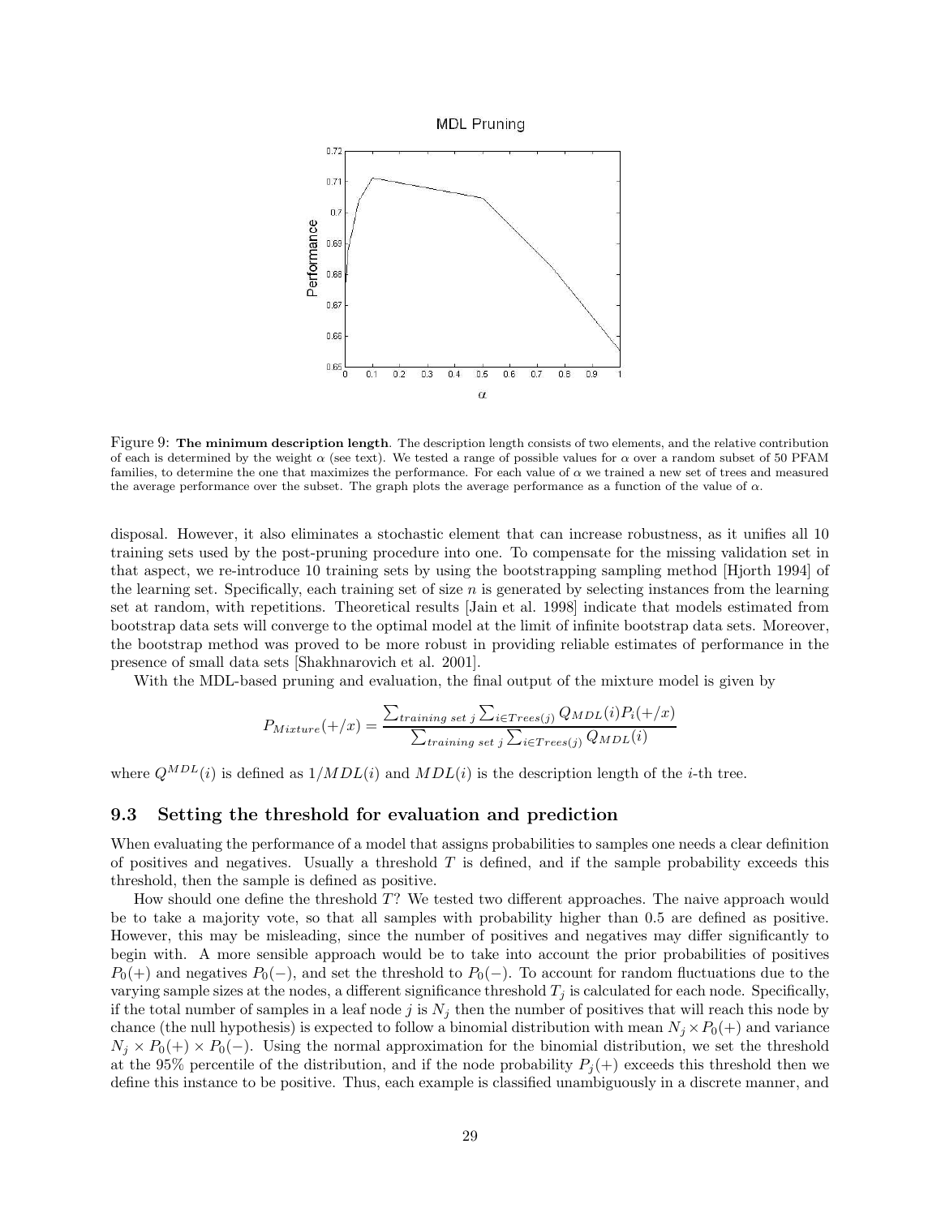MDL Pruning

0.72
0.71
0.7
0.69
0.68
0.67
0.66
0.65

Performance

0 0.1 0.2 0.3 0.4 0.5 0.6 0.7 0.8 0.9 1

$\alpha$

Figure 9: **The minimum description length**. The description length consists of two elements, and the relative contribution of each is determined by the weight $\alpha$ (see text). We tested a range of possible values for $\alpha$ over a random subset of 50 PFAM families, to determine the one that maximizes the performance. For each value of $\alpha$ we trained a new set of trees and measured the average performance over the subset. The graph plots the average performance as a function of the value of $\alpha$.

disposal. However, it also eliminates a stochastic element that can increase robustness, as it unifies all 10 training sets used by the post-pruning procedure into one. To compensate for the missing validation set in that aspect, we re-introduce 10 training sets by using the bootstrapping sampling method [Hjorth 1994] of the learning set. Specifically, each training set of size $n$ is generated by selecting instances from the learning set at random, with repetitions. Theoretical results [Jain et al. 1998] indicate that models estimated from bootstrap data sets will converge to the optimal model at the limit of infinite bootstrap data sets. Moreover, the bootstrap method was proved to be more robust in providing reliable estimates of performance in the presence of small data sets [Shakhnarovich et al. 2001].

With the MDL-based pruning and evaluation, the final output of the mixture model is given by

$$P_{Mixture}(+/x) = \frac{\sum_{training\ set\ j} \sum_{i \in Trees(j)} Q_{MDL}(i) P_i(+/x)}{\sum_{training\ set\ j} \sum_{i \in Trees(j)} Q_{MDL}(i)}$$

where $Q^{MDL}(i)$ is defined as $1/MDL(i)$ and $MDL(i)$ is the description length of the $i$-th tree.

### 9.3 Setting the threshold for evaluation and prediction

When evaluating the performance of a model that assigns probabilities to samples one needs a clear definition of positives and negatives. Usually a threshold $T$ is defined, and if the sample probability exceeds this threshold, then the sample is defined as positive.

How should one define the threshold $T$? We tested two different approaches. The naive approach would be to take a majority vote, so that all samples with probability higher than 0.5 are defined as positive. However, this may be misleading, since the number of positives and negatives may differ significantly to begin with. A more sensible approach would be to take into account the prior probabilities of positives $P_0(+)$ and negatives $P_0(-)$, and set the threshold to $P_0(-)$. To account for random fluctuations due to the varying sample sizes at the nodes, a different significance threshold $T_j$ is calculated for each node. Specifically, if the total number of samples in a leaf node $j$ is $N_j$ then the number of positives that will reach this node by chance (the null hypothesis) is expected to follow a binomial distribution with mean $N_j \times P_0(+)$ and variance $N_j \times P_0(+) \times P_0(-)$. Using the normal approximation for the binomial distribution, we set the threshold at the 95% percentile of the distribution, and if the node probability $P_j(+)$ exceeds this threshold then we define this instance to be positive. Thus, each example is classified unambiguously in a discrete manner, and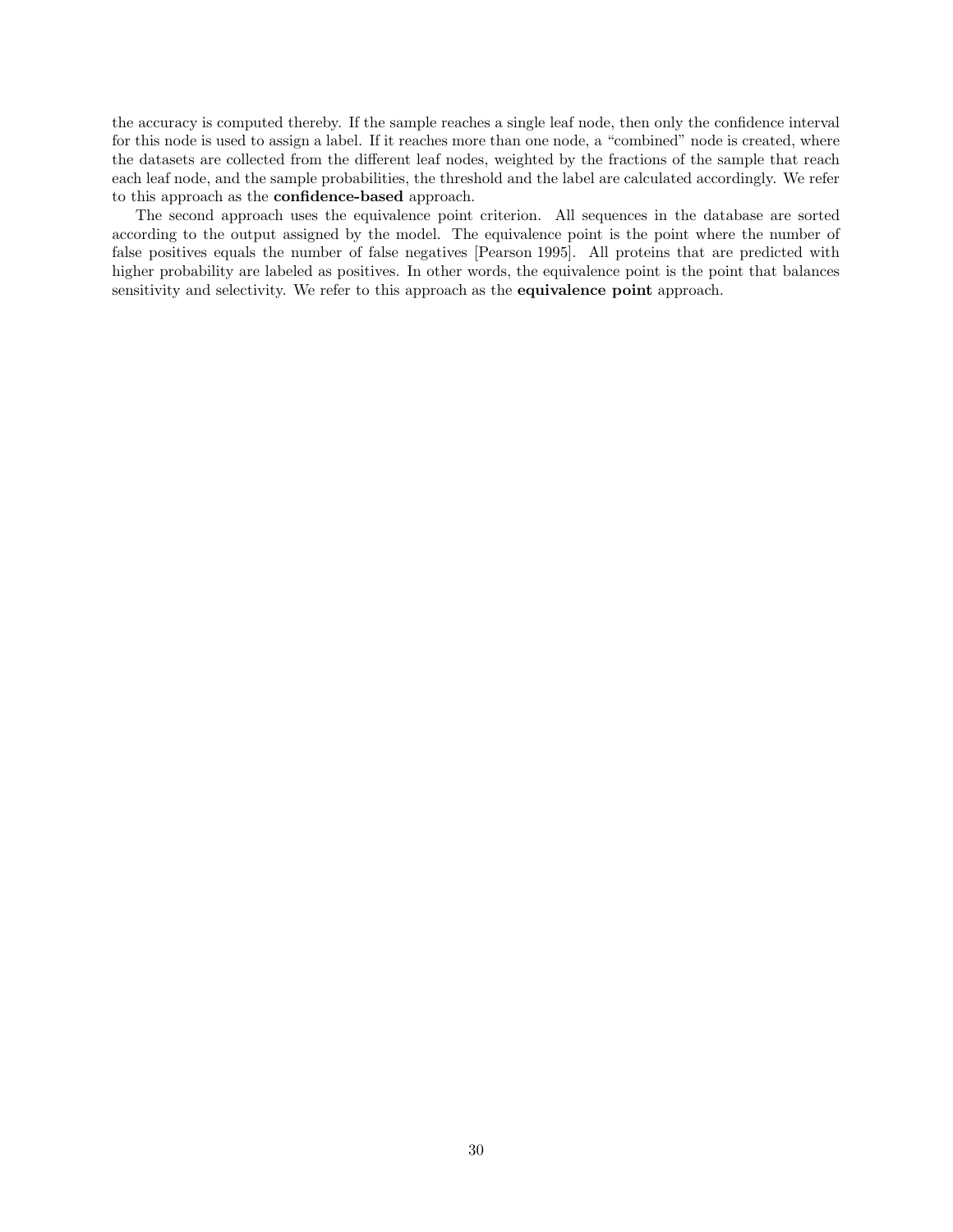the accuracy is computed thereby. If the sample reaches a single leaf node, then only the confidence interval for this node is used to assign a label. If it reaches more than one node, a "combined" node is created, where the datasets are collected from the different leaf nodes, weighted by the fractions of the sample that reach each leaf node, and the sample probabilities, the threshold and the label are calculated accordingly. We refer to this approach as the **confidence-based** approach.

The second approach uses the equivalence point criterion. All sequences in the database are sorted according to the output assigned by the model. The equivalence point is the point where the number of false positives equals the number of false negatives [Pearson 1995]. All proteins that are predicted with higher probability are labeled as positives. In other words, the equivalence point is the point that balances sensitivity and selectivity. We refer to this approach as the **equivalence point** approach.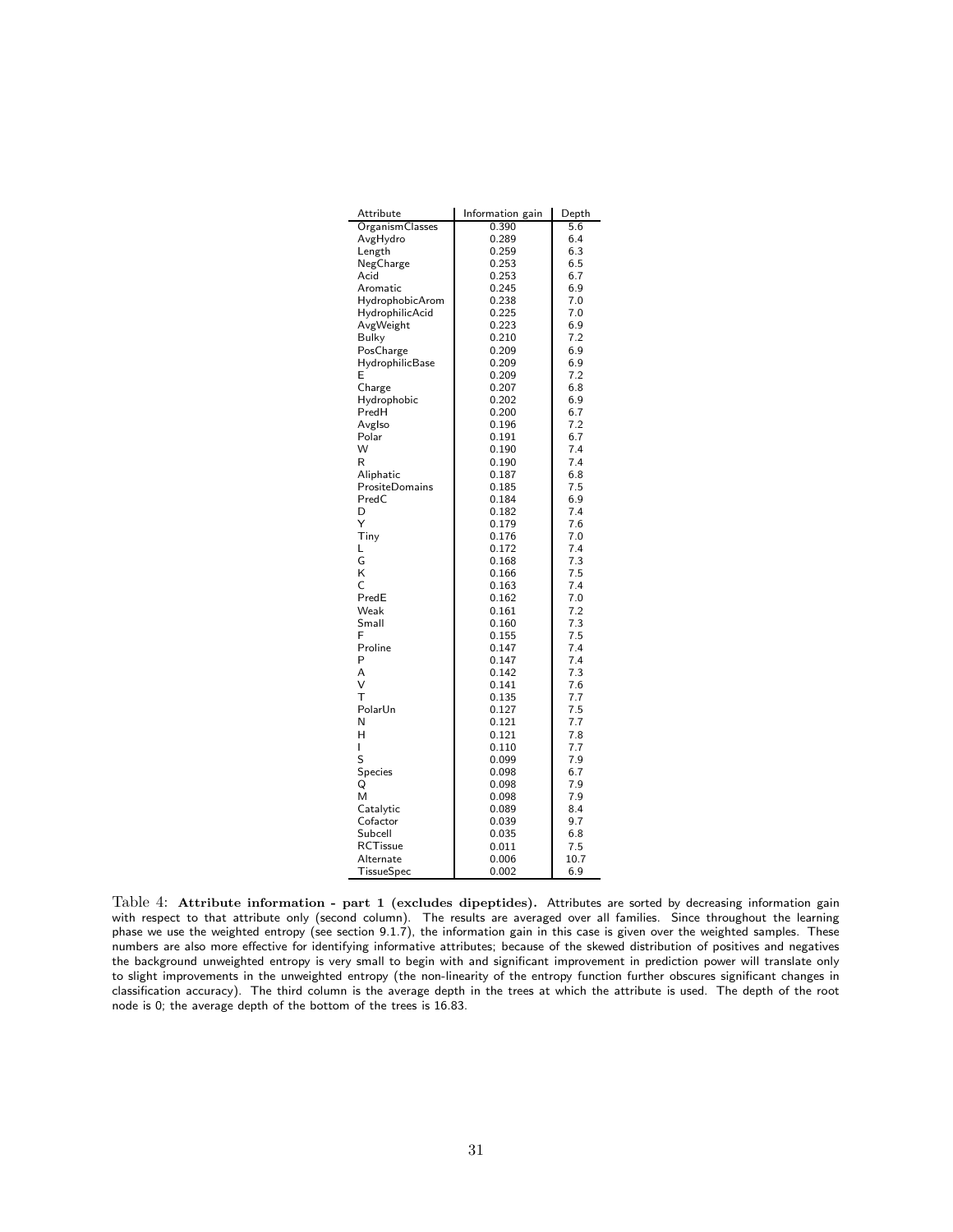| Attribute | Information gain | Depth |
|---|---|---|
| OrganismClasses | 0.390 | 5.6 |
| AvgHydro | 0.289 | 6.4 |
| Length | 0.259 | 6.3 |
| NegCharge | 0.253 | 6.5 |
| Acid | 0.253 | 6.7 |
| Aromatic | 0.245 | 6.9 |
| HydrophobicArom | 0.238 | 7.0 |
| HydrophilicAcid | 0.225 | 7.0 |
| AvgWeight | 0.223 | 6.9 |
| Bulky | 0.210 | 7.2 |
| PosCharge | 0.209 | 6.9 |
| HydrophilicBase | 0.209 | 6.9 |
| E | 0.209 | 7.2 |
| Charge | 0.207 | 6.8 |
| Hydrophobic | 0.202 | 6.9 |
| PredH | 0.200 | 6.7 |
| AvgIso | 0.196 | 7.2 |
| Polar | 0.191 | 6.7 |
| W | 0.190 | 7.4 |
| R | 0.190 | 7.4 |
| Aliphatic | 0.187 | 6.8 |
| PrositeDomains | 0.185 | 7.5 |
| PredC | 0.184 | 6.9 |
| D | 0.182 | 7.4 |
| Y | 0.179 | 7.6 |
| Tiny | 0.176 | 7.0 |
| L | 0.172 | 7.4 |
| G | 0.168 | 7.3 |
| K | 0.166 | 7.5 |
| C | 0.163 | 7.4 |
| PredE | 0.162 | 7.0 |
| Weak | 0.161 | 7.2 |
| Small | 0.160 | 7.3 |
| F | 0.155 | 7.5 |
| Proline | 0.147 | 7.4 |
| P | 0.147 | 7.4 |
| A | 0.142 | 7.3 |
| V | 0.141 | 7.6 |
| T | 0.135 | 7.7 |
| PolarUn | 0.127 | 7.5 |
| N | 0.121 | 7.7 |
| H | 0.121 | 7.8 |
| I | 0.110 | 7.7 |
| S | 0.099 | 7.9 |
| Species | 0.098 | 6.7 |
| Q | 0.098 | 7.9 |
| M | 0.098 | 7.9 |
| Catalytic | 0.089 | 8.4 |
| Cofactor | 0.039 | 9.7 |
| Subcell | 0.035 | 6.8 |
| RCTissue | 0.011 | 7.5 |
| Alternate | 0.006 | 10.7 |
| TissueSpec | 0.002 | 6.9 |

Table 4: **Attribute information - part 1 (excludes dipeptides).** Attributes are sorted by decreasing information gain with respect to that attribute only (second column). The results are averaged over all families. Since throughout the learning phase we use the weighted entropy (see section 9.1.7), the information gain in this case is given over the weighted samples. These numbers are also more effective for identifying informative attributes; because of the skewed distribution of positives and negatives the background unweighted entropy is very small to begin with and significant improvement in prediction power will translate only to slight improvements in the unweighted entropy (the non-linearity of the entropy function further obscures significant changes in classification accuracy). The third column is the average depth in the trees at which the attribute is used. The depth of the root node is 0; the average depth of the bottom of the trees is 16.83.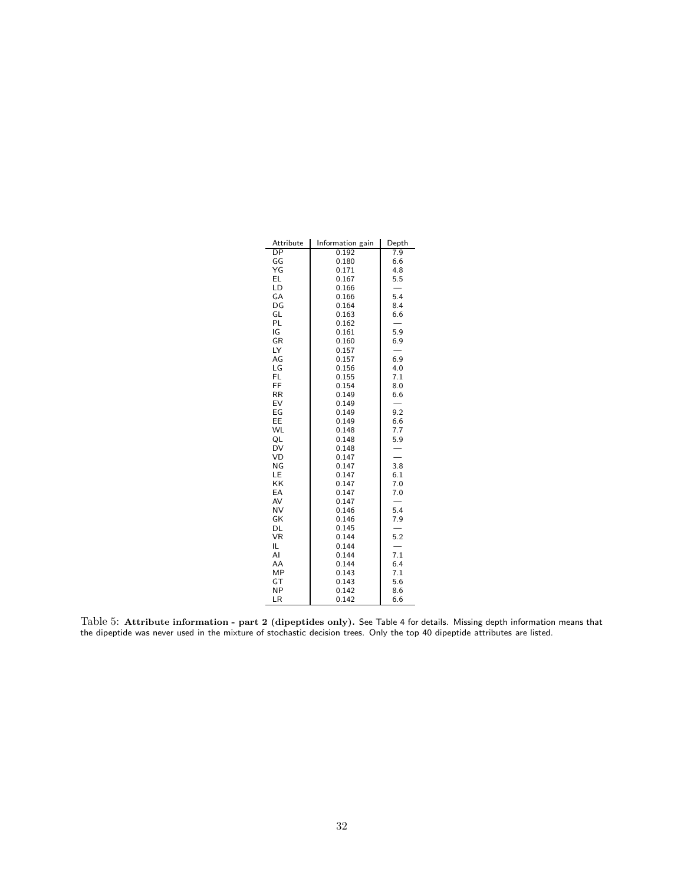| Attribute | Information gain | Depth |
|---|---|---|
| DP | 0.192 | 7.9 |
| GG | 0.180 | 6.6 |
| YG | 0.171 | 4.8 |
| EL | 0.167 | 5.5 |
| LD | 0.166 | — |
| GA | 0.166 | 5.4 |
| DG | 0.164 | 8.4 |
| GL | 0.163 | 6.6 |
| PL | 0.162 | — |
| IG | 0.161 | 5.9 |
| GR | 0.160 | 6.9 |
| LY | 0.157 | — |
| AG | 0.157 | 6.9 |
| LG | 0.156 | 4.0 |
| FL | 0.155 | 7.1 |
| FF | 0.154 | 8.0 |
| RR | 0.149 | 6.6 |
| EV | 0.149 | — |
| EG | 0.149 | 9.2 |
| EE | 0.149 | 6.6 |
| WL | 0.148 | 7.7 |
| QL | 0.148 | 5.9 |
| DV | 0.148 | — |
| VD | 0.147 | — |
| NG | 0.147 | 3.8 |
| LE | 0.147 | 6.1 |
| KK | 0.147 | 7.0 |
| EA | 0.147 | 7.0 |
| AV | 0.147 | — |
| NV | 0.146 | 5.4 |
| GK | 0.146 | 7.9 |
| DL | 0.145 | — |
| VR | 0.144 | 5.2 |
| IL | 0.144 | — |
| AI | 0.144 | 7.1 |
| AA | 0.144 | 6.4 |
| MP | 0.143 | 7.1 |
| GT | 0.143 | 5.6 |
| NP | 0.142 | 8.6 |
| LR | 0.142 | 6.6 |

Table 5: **Attribute information - part 2 (dipeptides only).** See Table 4 for details. Missing depth information means that the dipeptide was never used in the mixture of stochastic decision trees. Only the top 40 dipeptide attributes are listed.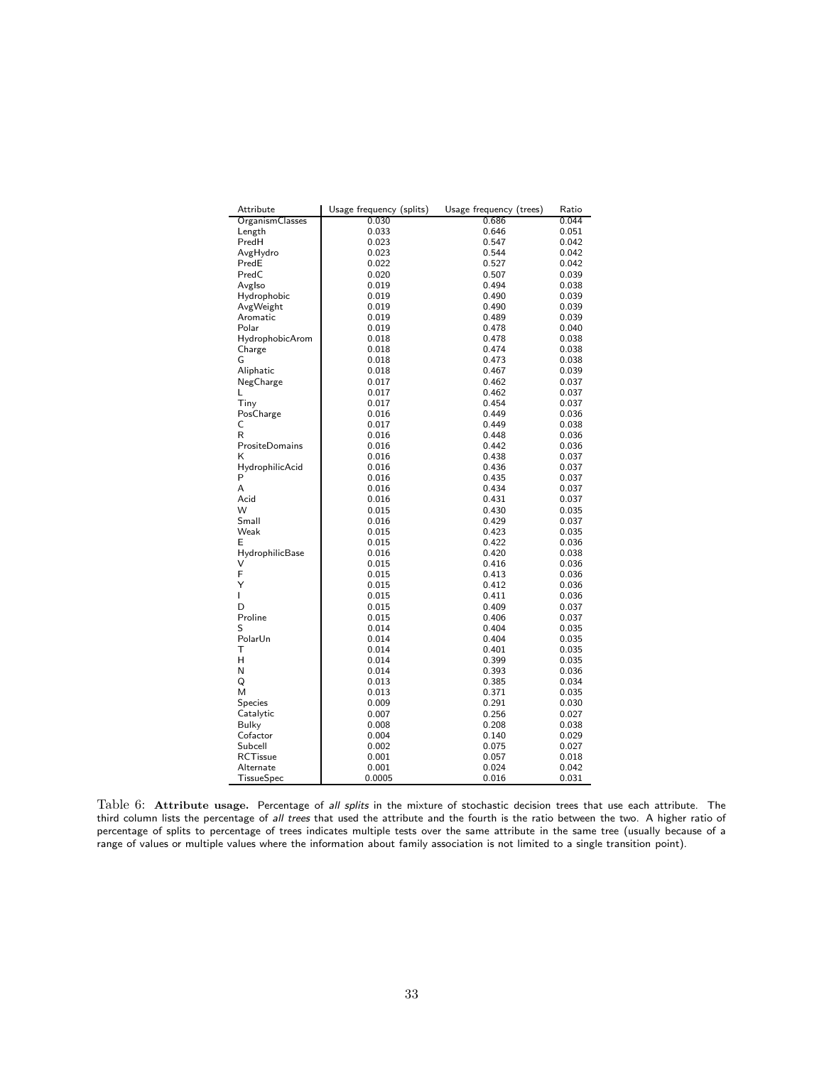| Attribute | Usage frequency (splits) | Usage frequency (trees) | Ratio |
|---|---|---|---|
| OrganismClasses | 0.030 | 0.686 | 0.044 |
| Length | 0.033 | 0.646 | 0.051 |
| PredH | 0.023 | 0.547 | 0.042 |
| AvgHydro | 0.023 | 0.544 | 0.042 |
| PredE | 0.022 | 0.527 | 0.042 |
| PredC | 0.020 | 0.507 | 0.039 |
| AvgIso | 0.019 | 0.494 | 0.038 |
| Hydrophobic | 0.019 | 0.490 | 0.039 |
| AvgWeight | 0.019 | 0.490 | 0.039 |
| Aromatic | 0.019 | 0.489 | 0.039 |
| Polar | 0.019 | 0.478 | 0.040 |
| HydrophobicArom | 0.018 | 0.478 | 0.038 |
| Charge | 0.018 | 0.474 | 0.038 |
| G | 0.018 | 0.473 | 0.038 |
| Aliphatic | 0.018 | 0.467 | 0.039 |
| NegCharge | 0.017 | 0.462 | 0.037 |
| L | 0.017 | 0.462 | 0.037 |
| Tiny | 0.017 | 0.454 | 0.037 |
| PosCharge | 0.016 | 0.449 | 0.036 |
| C | 0.017 | 0.449 | 0.038 |
| R | 0.016 | 0.448 | 0.036 |
| PrositeDomains | 0.016 | 0.442 | 0.036 |
| K | 0.016 | 0.438 | 0.037 |
| HydrophilicAcid | 0.016 | 0.436 | 0.037 |
| P | 0.016 | 0.435 | 0.037 |
| A | 0.016 | 0.434 | 0.037 |
| Acid | 0.016 | 0.431 | 0.037 |
| W | 0.015 | 0.430 | 0.035 |
| Small | 0.016 | 0.429 | 0.037 |
| Weak | 0.015 | 0.423 | 0.035 |
| E | 0.015 | 0.422 | 0.036 |
| HydrophilicBase | 0.016 | 0.420 | 0.038 |
| V | 0.015 | 0.416 | 0.036 |
| F | 0.015 | 0.413 | 0.036 |
| Y | 0.015 | 0.412 | 0.036 |
| I | 0.015 | 0.411 | 0.036 |
| D | 0.015 | 0.409 | 0.037 |
| Proline | 0.015 | 0.406 | 0.037 |
| S | 0.014 | 0.404 | 0.035 |
| PolarUn | 0.014 | 0.404 | 0.035 |
| T | 0.014 | 0.401 | 0.035 |
| H | 0.014 | 0.399 | 0.035 |
| N | 0.014 | 0.393 | 0.036 |
| Q | 0.013 | 0.385 | 0.034 |
| M | 0.013 | 0.371 | 0.035 |
| Species | 0.009 | 0.291 | 0.030 |
| Catalytic | 0.007 | 0.256 | 0.027 |
| Bulky | 0.008 | 0.208 | 0.038 |
| Cofactor | 0.004 | 0.140 | 0.029 |
| Subcell | 0.002 | 0.075 | 0.027 |
| RCTissue | 0.001 | 0.057 | 0.018 |
| Alternate | 0.001 | 0.024 | 0.042 |
| TissueSpec | 0.0005 | 0.016 | 0.031 |

Table 6: **Attribute usage.** Percentage of *all splits* in the mixture of stochastic decision trees that use each attribute. The third column lists the percentage of *all trees* that used the attribute and the fourth is the ratio between the two. A higher ratio of percentage of splits to percentage of trees indicates multiple tests over the same attribute in the same tree (usually because of a range of values or multiple values where the information about family association is not limited to a single transition point).